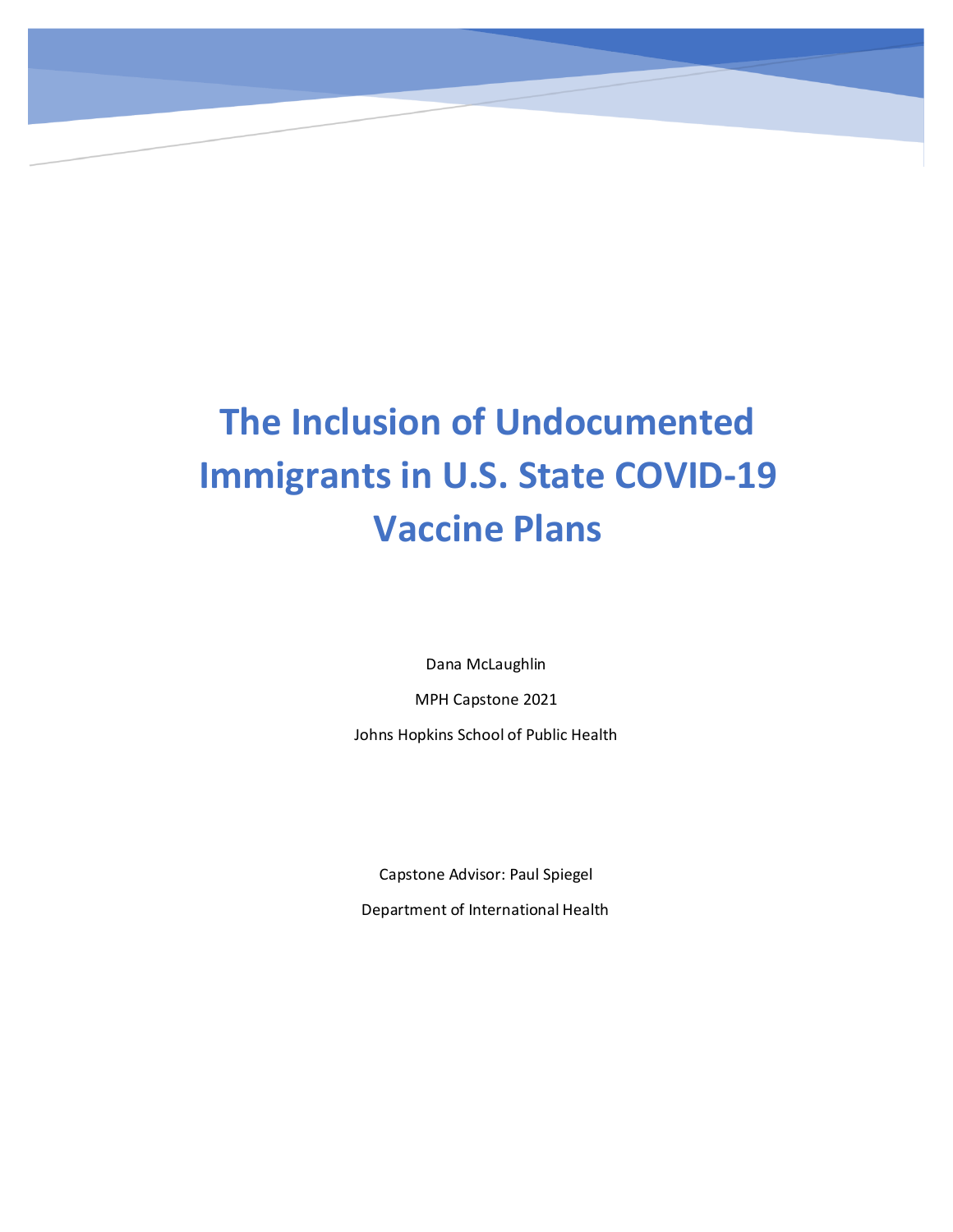# The Inclusion of Undocumented Immigrants in U.S. State COVID-19 Vaccine Plans

Dana McLaughlin

MPH Capstone 2021

Johns Hopkins School of Public Health

Capstone Advisor: Paul Spiegel

Department of International Health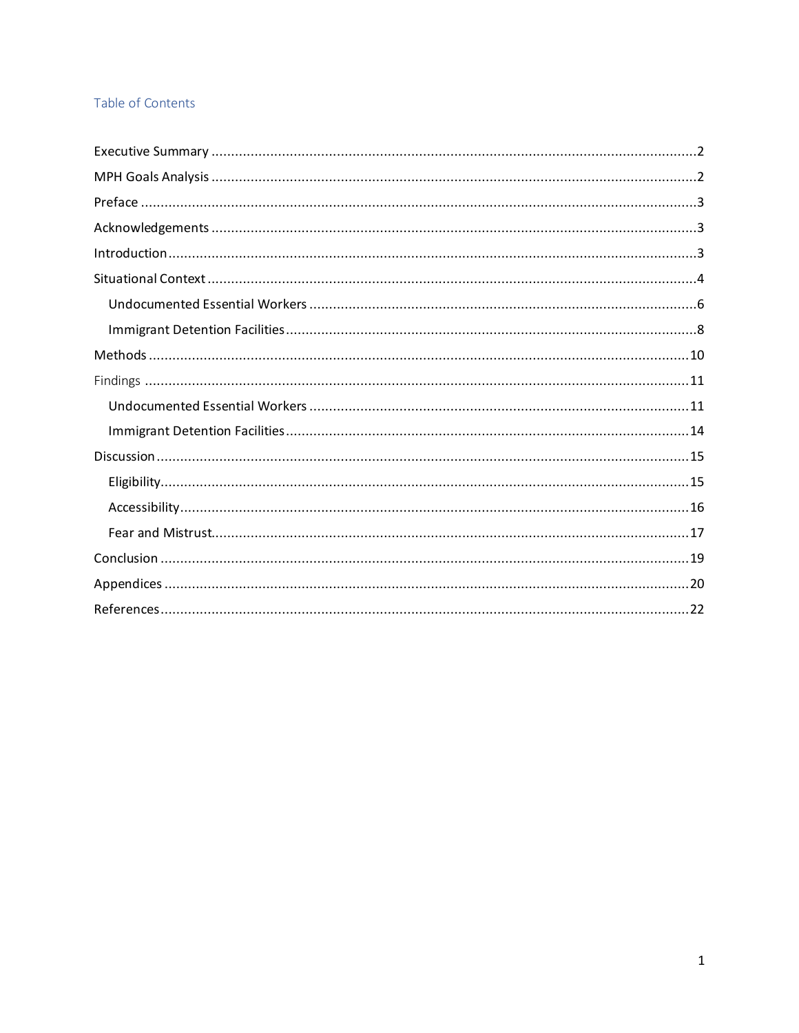## Table of Contents

- Executive Summary ........ 2
- MPH Goals Analysis ........ 2
- Preface ........ 3
- Acknowledgements ........ 3
- Introduction ........ 3
- Situational Context ........ 4
  - Undocumented Essential Workers ........ 6
  - Immigrant Detention Facilities ........ 8
- Methods ........ 10
- Findings ........ 11
  - Undocumented Essential Workers ........ 11
  - Immigrant Detention Facilities ........ 14
- Discussion ........ 15
  - Eligibility ........ 15
  - Accessibility ........ 16
  - Fear and Mistrust ........ 17
- Conclusion ........ 19
- Appendices ........ 20
- References ........ 22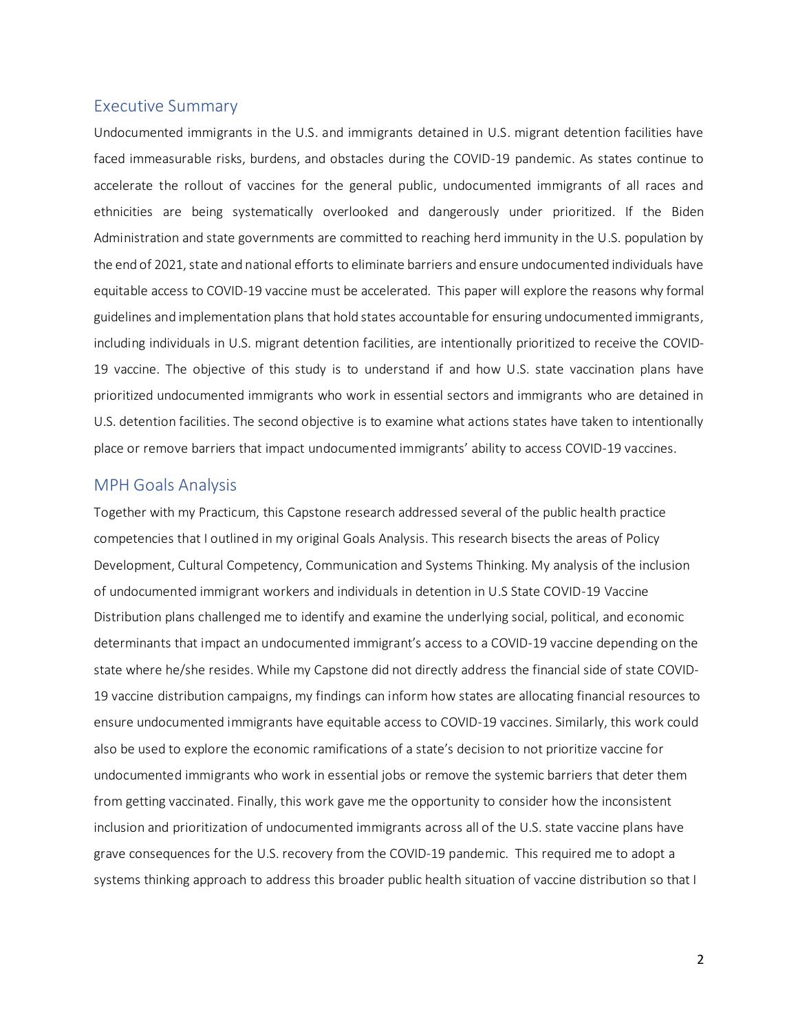## Executive Summary

Undocumented immigrants in the U.S. and immigrants detained in U.S. migrant detention facilities have faced immeasurable risks, burdens, and obstacles during the COVID-19 pandemic. As states continue to accelerate the rollout of vaccines for the general public, undocumented immigrants of all races and ethnicities are being systematically overlooked and dangerously under prioritized. If the Biden Administration and state governments are committed to reaching herd immunity in the U.S. population by the end of 2021, state and national efforts to eliminate barriers and ensure undocumented individuals have equitable access to COVID-19 vaccine must be accelerated. This paper will explore the reasons why formal guidelines and implementation plans that hold states accountable for ensuring undocumented immigrants, including individuals in U.S. migrant detention facilities, are intentionally prioritized to receive the COVID-19 vaccine. The objective of this study is to understand if and how U.S. state vaccination plans have prioritized undocumented immigrants who work in essential sectors and immigrants who are detained in U.S. detention facilities. The second objective is to examine what actions states have taken to intentionally place or remove barriers that impact undocumented immigrants' ability to access COVID-19 vaccines.

## MPH Goals Analysis

Together with my Practicum, this Capstone research addressed several of the public health practice competencies that I outlined in my original Goals Analysis. This research bisects the areas of Policy Development, Cultural Competency, Communication and Systems Thinking. My analysis of the inclusion of undocumented immigrant workers and individuals in detention in U.S State COVID-19 Vaccine Distribution plans challenged me to identify and examine the underlying social, political, and economic determinants that impact an undocumented immigrant's access to a COVID-19 vaccine depending on the state where he/she resides. While my Capstone did not directly address the financial side of state COVID-19 vaccine distribution campaigns, my findings can inform how states are allocating financial resources to ensure undocumented immigrants have equitable access to COVID-19 vaccines. Similarly, this work could also be used to explore the economic ramifications of a state's decision to not prioritize vaccine for undocumented immigrants who work in essential jobs or remove the systemic barriers that deter them from getting vaccinated. Finally, this work gave me the opportunity to consider how the inconsistent inclusion and prioritization of undocumented immigrants across all of the U.S. state vaccine plans have grave consequences for the U.S. recovery from the COVID-19 pandemic. This required me to adopt a systems thinking approach to address this broader public health situation of vaccine distribution so that I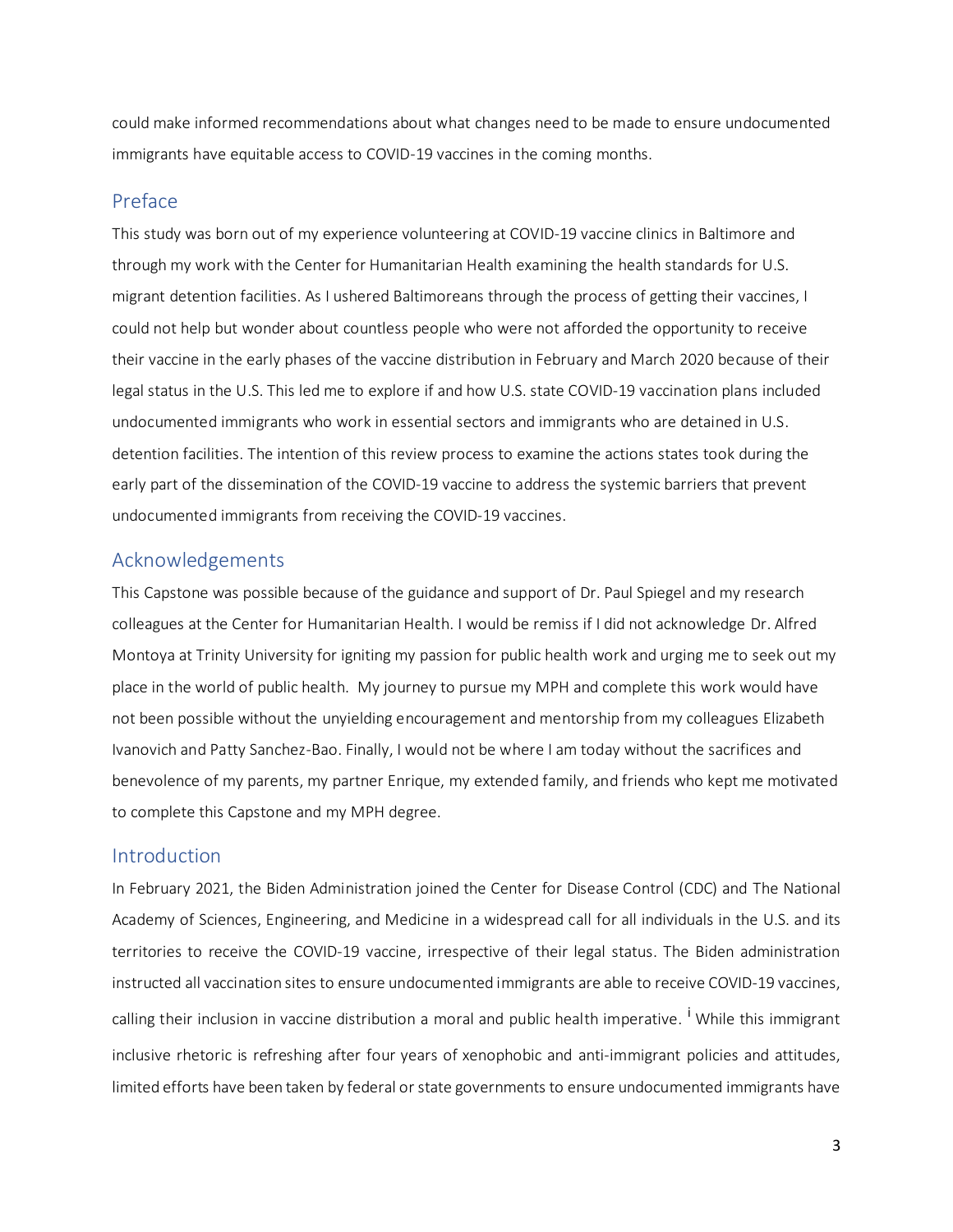could make informed recommendations about what changes need to be made to ensure undocumented immigrants have equitable access to COVID-19 vaccines in the coming months.

## Preface

This study was born out of my experience volunteering at COVID-19 vaccine clinics in Baltimore and through my work with the Center for Humanitarian Health examining the health standards for U.S. migrant detention facilities. As I ushered Baltimoreans through the process of getting their vaccines, I could not help but wonder about countless people who were not afforded the opportunity to receive their vaccine in the early phases of the vaccine distribution in February and March 2020 because of their legal status in the U.S. This led me to explore if and how U.S. state COVID-19 vaccination plans included undocumented immigrants who work in essential sectors and immigrants who are detained in U.S. detention facilities. The intention of this review process to examine the actions states took during the early part of the dissemination of the COVID-19 vaccine to address the systemic barriers that prevent undocumented immigrants from receiving the COVID-19 vaccines.

## Acknowledgements

This Capstone was possible because of the guidance and support of Dr. Paul Spiegel and my research colleagues at the Center for Humanitarian Health. I would be remiss if I did not acknowledge Dr. Alfred Montoya at Trinity University for igniting my passion for public health work and urging me to seek out my place in the world of public health. My journey to pursue my MPH and complete this work would have not been possible without the unyielding encouragement and mentorship from my colleagues Elizabeth Ivanovich and Patty Sanchez-Bao. Finally, I would not be where I am today without the sacrifices and benevolence of my parents, my partner Enrique, my extended family, and friends who kept me motivated to complete this Capstone and my MPH degree.

## Introduction

In February 2021, the Biden Administration joined the Center for Disease Control (CDC) and The National Academy of Sciences, Engineering, and Medicine in a widespread call for all individuals in the U.S. and its territories to receive the COVID-19 vaccine, irrespective of their legal status. The Biden administration instructed all vaccination sites to ensure undocumented immigrants are able to receive COVID-19 vaccines, calling their inclusion in vaccine distribution a moral and public health imperative. [i] While this immigrant inclusive rhetoric is refreshing after four years of xenophobic and anti-immigrant policies and attitudes, limited efforts have been taken by federal or state governments to ensure undocumented immigrants have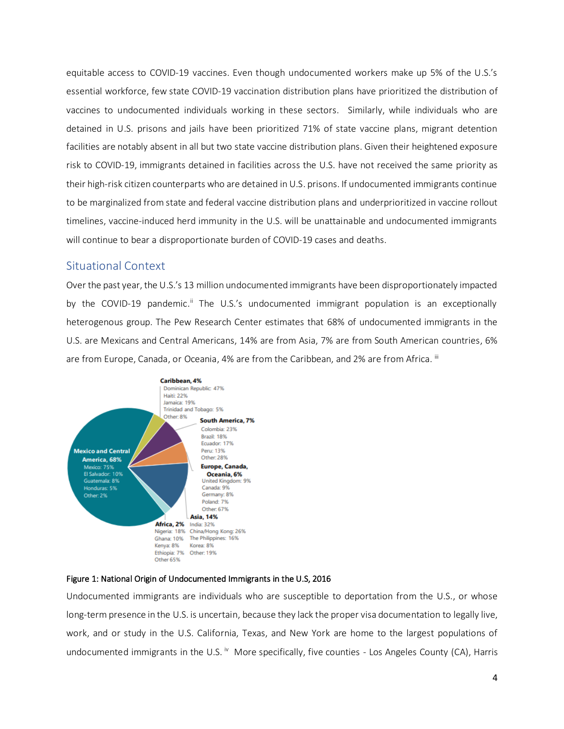equitable access to COVID-19 vaccines. Even though undocumented workers make up 5% of the U.S.'s essential workforce, few state COVID-19 vaccination distribution plans have prioritized the distribution of vaccines to undocumented individuals working in these sectors. Similarly, while individuals who are detained in U.S. prisons and jails have been prioritized 71% of state vaccine plans, migrant detention facilities are notably absent in all but two state vaccine distribution plans. Given their heightened exposure risk to COVID-19, immigrants detained in facilities across the U.S. have not received the same priority as their high-risk citizen counterparts who are detained in U.S. prisons. If undocumented immigrants continue to be marginalized from state and federal vaccine distribution plans and underprioritized in vaccine rollout timelines, vaccine-induced herd immunity in the U.S. will be unattainable and undocumented immigrants will continue to bear a disproportionate burden of COVID-19 cases and deaths.

## Situational Context

Over the past year, the U.S.'s 13 million undocumented immigrants have been disproportionately impacted by the COVID-19 pandemic.[ii] The U.S.'s undocumented immigrant population is an exceptionally heterogenous group. The Pew Research Center estimates that 68% of undocumented immigrants in the U.S. are Mexicans and Central Americans, 14% are from Asia, 7% are from South American countries, 6% are from Europe, Canada, or Oceania, 4% are from the Caribbean, and 2% are from Africa. [iii]

**Figure 1: National Origin of Undocumented Immigrants in the U.S, 2016**

Undocumented immigrants are individuals who are susceptible to deportation from the U.S., or whose long-term presence in the U.S. is uncertain, because they lack the proper visa documentation to legally live, work, and or study in the U.S. California, Texas, and New York are home to the largest populations of undocumented immigrants in the U.S. [iv] More specifically, five counties - Los Angeles County (CA), Harris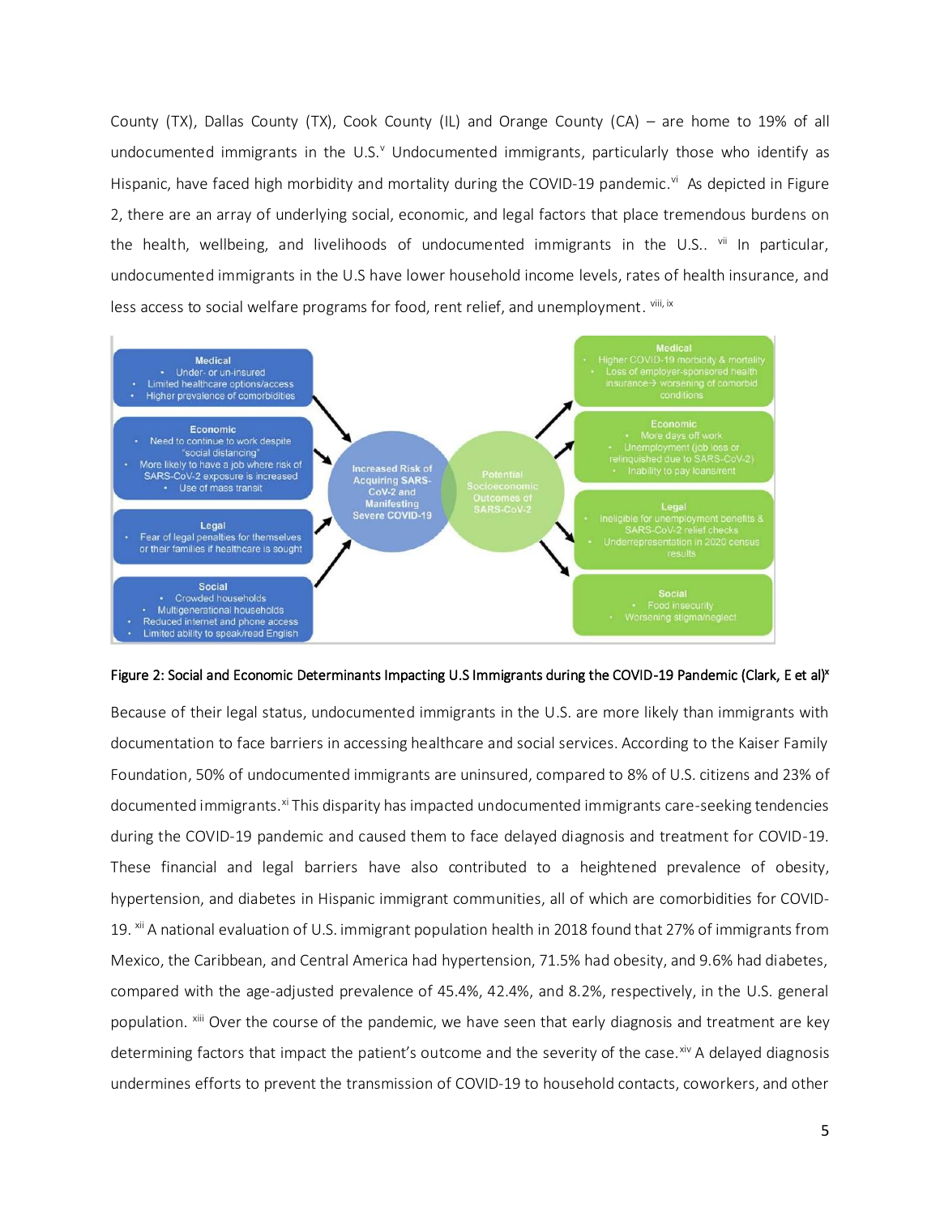County (TX), Dallas County (TX), Cook County (IL) and Orange County (CA) – are home to 19% of all undocumented immigrants in the U.S.[v] Undocumented immigrants, particularly those who identify as Hispanic, have faced high morbidity and mortality during the COVID-19 pandemic.[vi] As depicted in Figure 2, there are an array of underlying social, economic, and legal factors that place tremendous burdens on the health, wellbeing, and livelihoods of undocumented immigrants in the U.S.. [vii] In particular, undocumented immigrants in the U.S have lower household income levels, rates of health insurance, and less access to social welfare programs for food, rent relief, and unemployment. [viii, ix]

**Medical**
- Under- or un-insured
- Limited healthcare options/access
- Higher prevalence of comorbidities

**Economic**
- Need to continue to work despite "social distancing"
- More likely to have a job where risk of SARS-CoV-2 exposure is increased
- Use of mass transit

**Legal**
- Fear of legal penalties for themselves or their families if healthcare is sought

**Social**
- Crowded households
- Multigenerational households
- Reduced internet and phone access
- Limited ability to speak/read English

**Increased Risk of Acquiring SARS-CoV-2 and Manifesting Severe COVID-19**

**Potential Socioeconomic Outcomes of SARS-CoV-2**

**Medical**
- Higher COVID-19 morbidity & mortality
- Loss of employer-sponsored health insurance → worsening of comorbid conditions

**Economic**
- More days off work
- Unemployment (job loss or relinquished due to SARS-CoV-2)
- Inability to pay loans/rent

**Legal**
- Ineligible for unemployment benefits & SARS-CoV-2 relief checks
- Underrepresentation in 2020 census results

**Social**
- Food insecurity
- Worsening stigma/neglect

Figure 2: Social and Economic Determinants Impacting U.S Immigrants during the COVID-19 Pandemic (Clark, E et al)[x]

Because of their legal status, undocumented immigrants in the U.S. are more likely than immigrants with documentation to face barriers in accessing healthcare and social services. According to the Kaiser Family Foundation, 50% of undocumented immigrants are uninsured, compared to 8% of U.S. citizens and 23% of documented immigrants.[xi] This disparity has impacted undocumented immigrants care-seeking tendencies during the COVID-19 pandemic and caused them to face delayed diagnosis and treatment for COVID-19. These financial and legal barriers have also contributed to a heightened prevalence of obesity, hypertension, and diabetes in Hispanic immigrant communities, all of which are comorbidities for COVID-19. [xii] A national evaluation of U.S. immigrant population health in 2018 found that 27% of immigrants from Mexico, the Caribbean, and Central America had hypertension, 71.5% had obesity, and 9.6% had diabetes, compared with the age-adjusted prevalence of 45.4%, 42.4%, and 8.2%, respectively, in the U.S. general population. [xiii] Over the course of the pandemic, we have seen that early diagnosis and treatment are key determining factors that impact the patient's outcome and the severity of the case.[xiv] A delayed diagnosis undermines efforts to prevent the transmission of COVID-19 to household contacts, coworkers, and other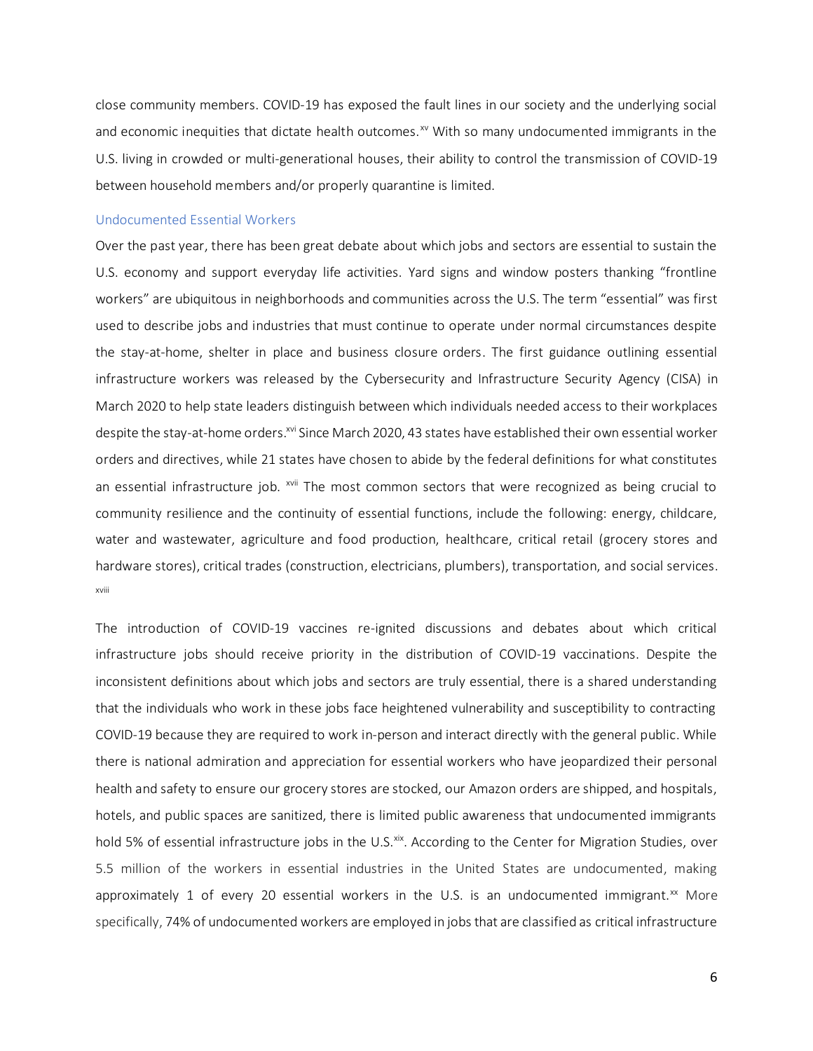close community members. COVID-19 has exposed the fault lines in our society and the underlying social and economic inequities that dictate health outcomes.[xv] With so many undocumented immigrants in the U.S. living in crowded or multi-generational houses, their ability to control the transmission of COVID-19 between household members and/or properly quarantine is limited.

### Undocumented Essential Workers

Over the past year, there has been great debate about which jobs and sectors are essential to sustain the U.S. economy and support everyday life activities. Yard signs and window posters thanking "frontline workers" are ubiquitous in neighborhoods and communities across the U.S. The term "essential" was first used to describe jobs and industries that must continue to operate under normal circumstances despite the stay-at-home, shelter in place and business closure orders. The first guidance outlining essential infrastructure workers was released by the Cybersecurity and Infrastructure Security Agency (CISA) in March 2020 to help state leaders distinguish between which individuals needed access to their workplaces despite the stay-at-home orders.[xvi] Since March 2020, 43 states have established their own essential worker orders and directives, while 21 states have chosen to abide by the federal definitions for what constitutes an essential infrastructure job. [xvii] The most common sectors that were recognized as being crucial to community resilience and the continuity of essential functions, include the following: energy, childcare, water and wastewater, agriculture and food production, healthcare, critical retail (grocery stores and hardware stores), critical trades (construction, electricians, plumbers), transportation, and social services. [xviii]

The introduction of COVID-19 vaccines re-ignited discussions and debates about which critical infrastructure jobs should receive priority in the distribution of COVID-19 vaccinations. Despite the inconsistent definitions about which jobs and sectors are truly essential, there is a shared understanding that the individuals who work in these jobs face heightened vulnerability and susceptibility to contracting COVID-19 because they are required to work in-person and interact directly with the general public. While there is national admiration and appreciation for essential workers who have jeopardized their personal health and safety to ensure our grocery stores are stocked, our Amazon orders are shipped, and hospitals, hotels, and public spaces are sanitized, there is limited public awareness that undocumented immigrants hold 5% of essential infrastructure jobs in the U.S.[xix]. According to the Center for Migration Studies, over 5.5 million of the workers in essential industries in the United States are undocumented, making approximately 1 of every 20 essential workers in the U.S. is an undocumented immigrant.[xx] More specifically, 74% of undocumented workers are employed in jobs that are classified as critical infrastructure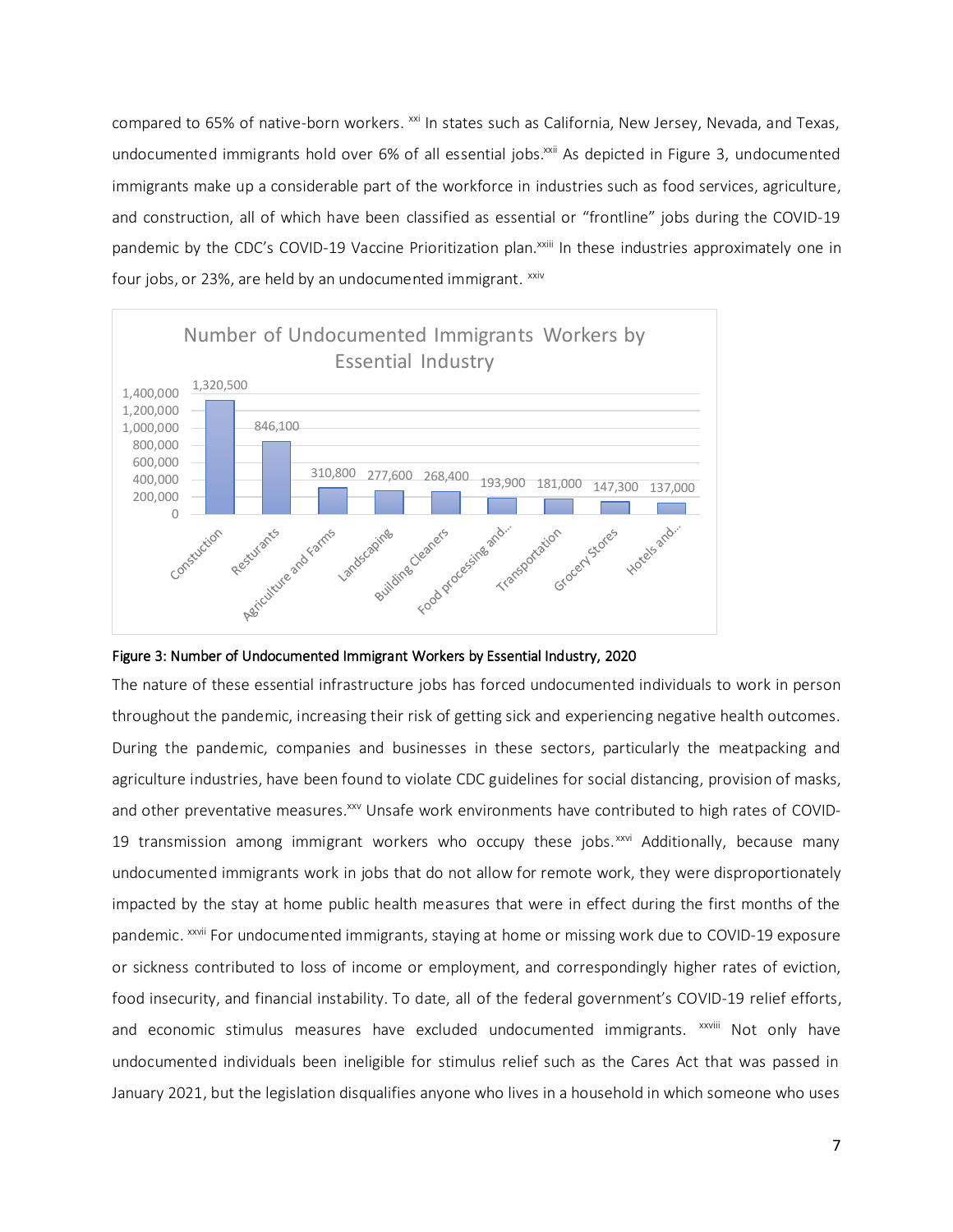compared to 65% of native-born workers. [xxi] In states such as California, New Jersey, Nevada, and Texas, undocumented immigrants hold over 6% of all essential jobs.[xxii] As depicted in Figure 3, undocumented immigrants make up a considerable part of the workforce in industries such as food services, agriculture, and construction, all of which have been classified as essential or "frontline" jobs during the COVID-19 pandemic by the CDC's COVID-19 Vaccine Prioritization plan.[xxiii] In these industries approximately one in four jobs, or 23%, are held by an undocumented immigrant. [xxiv]

Figure 3: Number of Undocumented Immigrant Workers by Essential Industry, 2020

The nature of these essential infrastructure jobs has forced undocumented individuals to work in person throughout the pandemic, increasing their risk of getting sick and experiencing negative health outcomes. During the pandemic, companies and businesses in these sectors, particularly the meatpacking and agriculture industries, have been found to violate CDC guidelines for social distancing, provision of masks, and other preventative measures.[xxv] Unsafe work environments have contributed to high rates of COVID-19 transmission among immigrant workers who occupy these jobs.[xxvi] Additionally, because many undocumented immigrants work in jobs that do not allow for remote work, they were disproportionately impacted by the stay at home public health measures that were in effect during the first months of the pandemic. [xxvii] For undocumented immigrants, staying at home or missing work due to COVID-19 exposure or sickness contributed to loss of income or employment, and correspondingly higher rates of eviction, food insecurity, and financial instability. To date, all of the federal government's COVID-19 relief efforts, and economic stimulus measures have excluded undocumented immigrants. [xxviii] Not only have undocumented individuals been ineligible for stimulus relief such as the Cares Act that was passed in January 2021, but the legislation disqualifies anyone who lives in a household in which someone who uses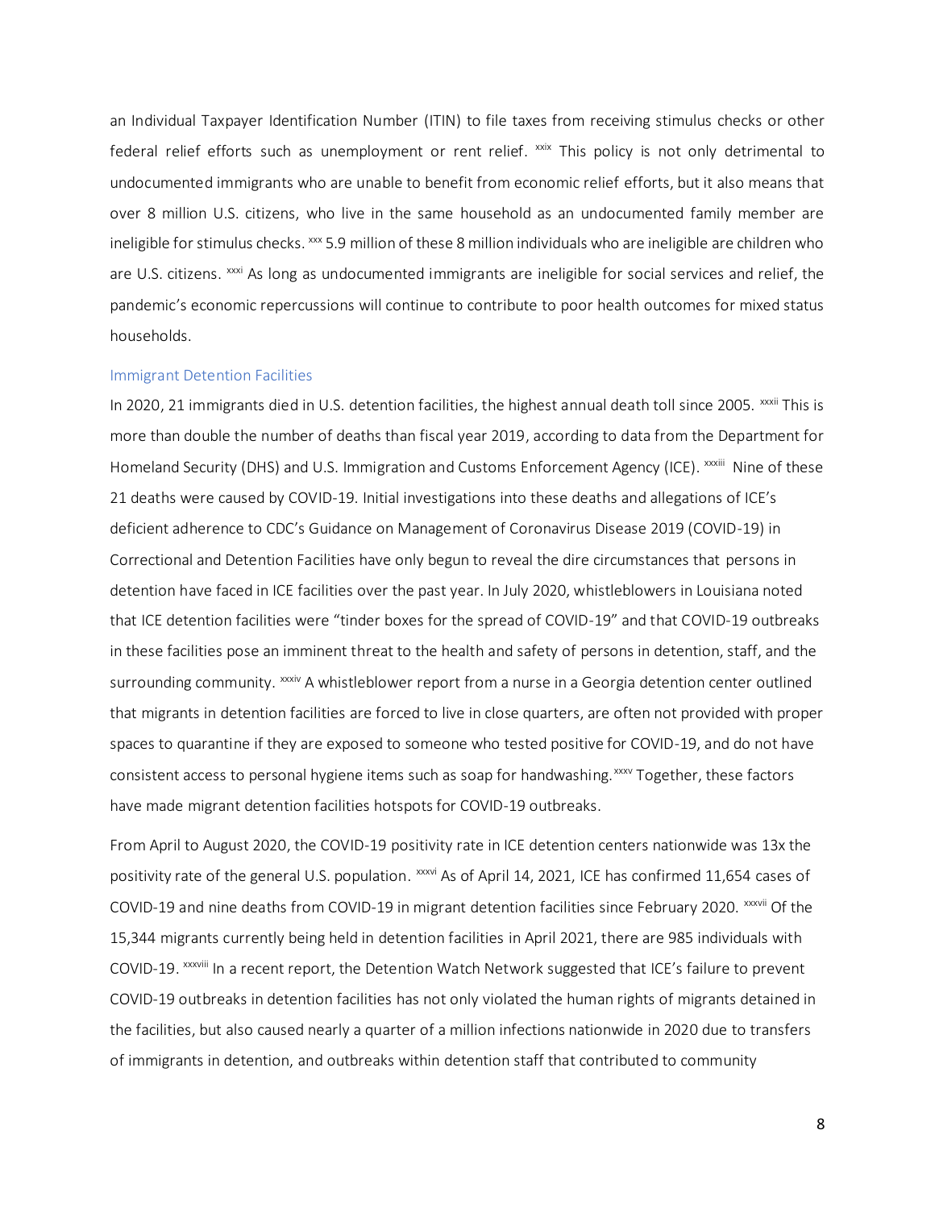an Individual Taxpayer Identification Number (ITIN) to file taxes from receiving stimulus checks or other federal relief efforts such as unemployment or rent relief. [xxix] This policy is not only detrimental to undocumented immigrants who are unable to benefit from economic relief efforts, but it also means that over 8 million U.S. citizens, who live in the same household as an undocumented family member are ineligible for stimulus checks. [xxx] 5.9 million of these 8 million individuals who are ineligible are children who are U.S. citizens. [xxxi] As long as undocumented immigrants are ineligible for social services and relief, the pandemic's economic repercussions will continue to contribute to poor health outcomes for mixed status households.

### Immigrant Detention Facilities

In 2020, 21 immigrants died in U.S. detention facilities, the highest annual death toll since 2005. [xxxii] This is more than double the number of deaths than fiscal year 2019, according to data from the Department for Homeland Security (DHS) and U.S. Immigration and Customs Enforcement Agency (ICE). [xxxiii] Nine of these 21 deaths were caused by COVID-19. Initial investigations into these deaths and allegations of ICE's deficient adherence to CDC's Guidance on Management of Coronavirus Disease 2019 (COVID-19) in Correctional and Detention Facilities have only begun to reveal the dire circumstances that persons in detention have faced in ICE facilities over the past year. In July 2020, whistleblowers in Louisiana noted that ICE detention facilities were "tinder boxes for the spread of COVID-19" and that COVID-19 outbreaks in these facilities pose an imminent threat to the health and safety of persons in detention, staff, and the surrounding community. [xxxiv] A whistleblower report from a nurse in a Georgia detention center outlined that migrants in detention facilities are forced to live in close quarters, are often not provided with proper spaces to quarantine if they are exposed to someone who tested positive for COVID-19, and do not have consistent access to personal hygiene items such as soap for handwashing.[xxxv] Together, these factors have made migrant detention facilities hotspots for COVID-19 outbreaks.

From April to August 2020, the COVID-19 positivity rate in ICE detention centers nationwide was 13x the positivity rate of the general U.S. population. [xxxvi] As of April 14, 2021, ICE has confirmed 11,654 cases of COVID-19 and nine deaths from COVID-19 in migrant detention facilities since February 2020. [xxxvii] Of the 15,344 migrants currently being held in detention facilities in April 2021, there are 985 individuals with COVID-19. [xxxviii] In a recent report, the Detention Watch Network suggested that ICE's failure to prevent COVID-19 outbreaks in detention facilities has not only violated the human rights of migrants detained in the facilities, but also caused nearly a quarter of a million infections nationwide in 2020 due to transfers of immigrants in detention, and outbreaks within detention staff that contributed to community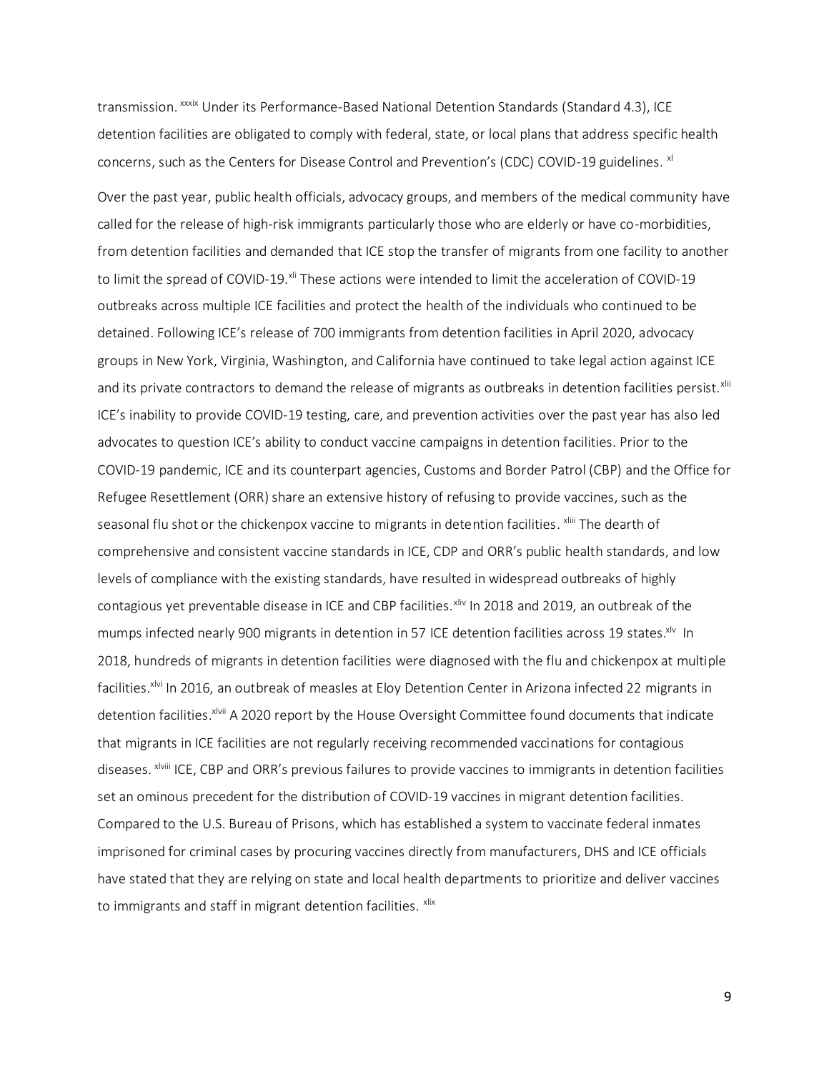transmission.[xxxix] Under its Performance-Based National Detention Standards (Standard 4.3), ICE detention facilities are obligated to comply with federal, state, or local plans that address specific health concerns, such as the Centers for Disease Control and Prevention's (CDC) COVID-19 guidelines. [xl]

Over the past year, public health officials, advocacy groups, and members of the medical community have called for the release of high-risk immigrants particularly those who are elderly or have co-morbidities, from detention facilities and demanded that ICE stop the transfer of migrants from one facility to another to limit the spread of COVID-19.[xli] These actions were intended to limit the acceleration of COVID-19 outbreaks across multiple ICE facilities and protect the health of the individuals who continued to be detained. Following ICE's release of 700 immigrants from detention facilities in April 2020, advocacy groups in New York, Virginia, Washington, and California have continued to take legal action against ICE and its private contractors to demand the release of migrants as outbreaks in detention facilities persist.[xlii] ICE's inability to provide COVID-19 testing, care, and prevention activities over the past year has also led advocates to question ICE's ability to conduct vaccine campaigns in detention facilities. Prior to the COVID-19 pandemic, ICE and its counterpart agencies, Customs and Border Patrol (CBP) and the Office for Refugee Resettlement (ORR) share an extensive history of refusing to provide vaccines, such as the seasonal flu shot or the chickenpox vaccine to migrants in detention facilities. [xliii] The dearth of comprehensive and consistent vaccine standards in ICE, CDP and ORR's public health standards, and low levels of compliance with the existing standards, have resulted in widespread outbreaks of highly contagious yet preventable disease in ICE and CBP facilities.[xliv] In 2018 and 2019, an outbreak of the mumps infected nearly 900 migrants in detention in 57 ICE detention facilities across 19 states.[xlv] In 2018, hundreds of migrants in detention facilities were diagnosed with the flu and chickenpox at multiple facilities.[xlvi] In 2016, an outbreak of measles at Eloy Detention Center in Arizona infected 22 migrants in detention facilities.[xlvii] A 2020 report by the House Oversight Committee found documents that indicate that migrants in ICE facilities are not regularly receiving recommended vaccinations for contagious diseases. [xlviii] ICE, CBP and ORR's previous failures to provide vaccines to immigrants in detention facilities set an ominous precedent for the distribution of COVID-19 vaccines in migrant detention facilities. Compared to the U.S. Bureau of Prisons, which has established a system to vaccinate federal inmates imprisoned for criminal cases by procuring vaccines directly from manufacturers, DHS and ICE officials have stated that they are relying on state and local health departments to prioritize and deliver vaccines to immigrants and staff in migrant detention facilities. [xlix]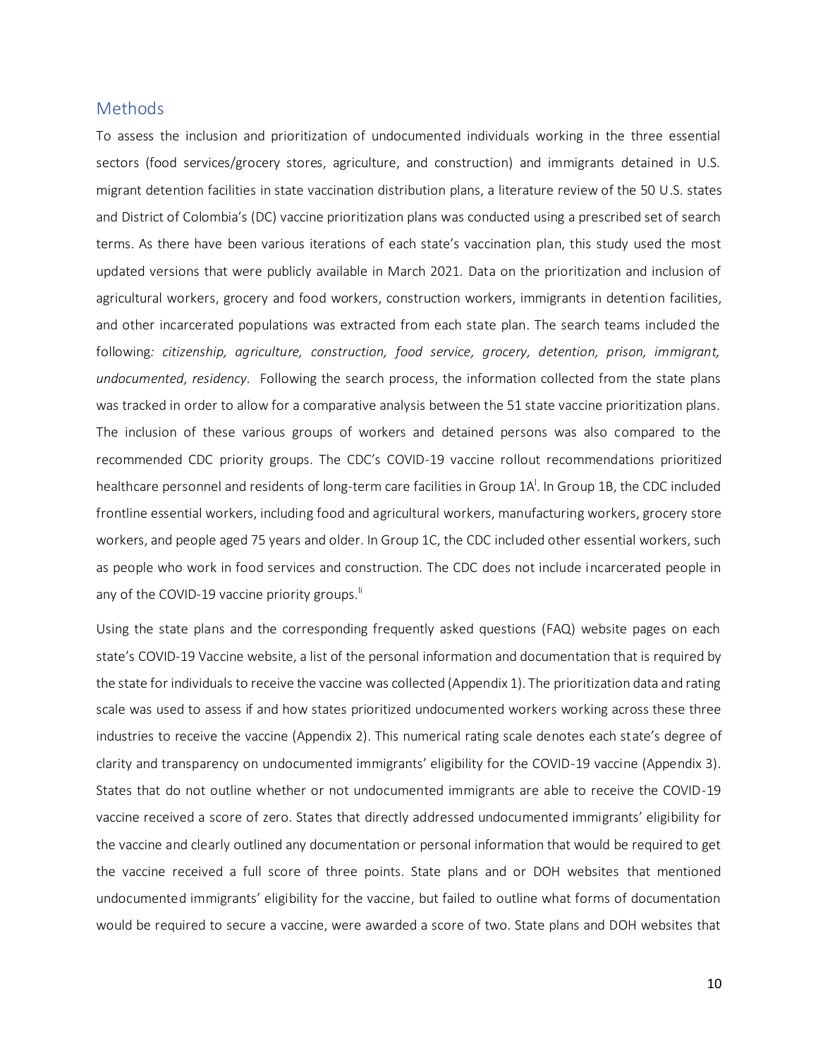## Methods

To assess the inclusion and prioritization of undocumented individuals working in the three essential sectors (food services/grocery stores, agriculture, and construction) and immigrants detained in U.S. migrant detention facilities in state vaccination distribution plans, a literature review of the 50 U.S. states and District of Colombia's (DC) vaccine prioritization plans was conducted using a prescribed set of search terms. As there have been various iterations of each state's vaccination plan, this study used the most updated versions that were publicly available in March 2021. Data on the prioritization and inclusion of agricultural workers, grocery and food workers, construction workers, immigrants in detention facilities, and other incarcerated populations was extracted from each state plan. The search teams included the following*: citizenship, agriculture, construction, food service, grocery, detention, prison, immigrant, undocumented, residency.* Following the search process, the information collected from the state plans was tracked in order to allow for a comparative analysis between the 51 state vaccine prioritization plans. The inclusion of these various groups of workers and detained persons was also compared to the recommended CDC priority groups. The CDC's COVID-19 vaccine rollout recommendations prioritized healthcare personnel and residents of long-term care facilities in Group 1A[l]. In Group 1B, the CDC included frontline essential workers, including food and agricultural workers, manufacturing workers, grocery store workers, and people aged 75 years and older. In Group 1C, the CDC included other essential workers, such as people who work in food services and construction. The CDC does not include incarcerated people in any of the COVID-19 vaccine priority groups.[li]

Using the state plans and the corresponding frequently asked questions (FAQ) website pages on each state's COVID-19 Vaccine website, a list of the personal information and documentation that is required by the state for individuals to receive the vaccine was collected (Appendix 1). The prioritization data and rating scale was used to assess if and how states prioritized undocumented workers working across these three industries to receive the vaccine (Appendix 2). This numerical rating scale denotes each state's degree of clarity and transparency on undocumented immigrants' eligibility for the COVID-19 vaccine (Appendix 3). States that do not outline whether or not undocumented immigrants are able to receive the COVID-19 vaccine received a score of zero. States that directly addressed undocumented immigrants' eligibility for the vaccine and clearly outlined any documentation or personal information that would be required to get the vaccine received a full score of three points. State plans and or DOH websites that mentioned undocumented immigrants' eligibility for the vaccine, but failed to outline what forms of documentation would be required to secure a vaccine, were awarded a score of two. State plans and DOH websites that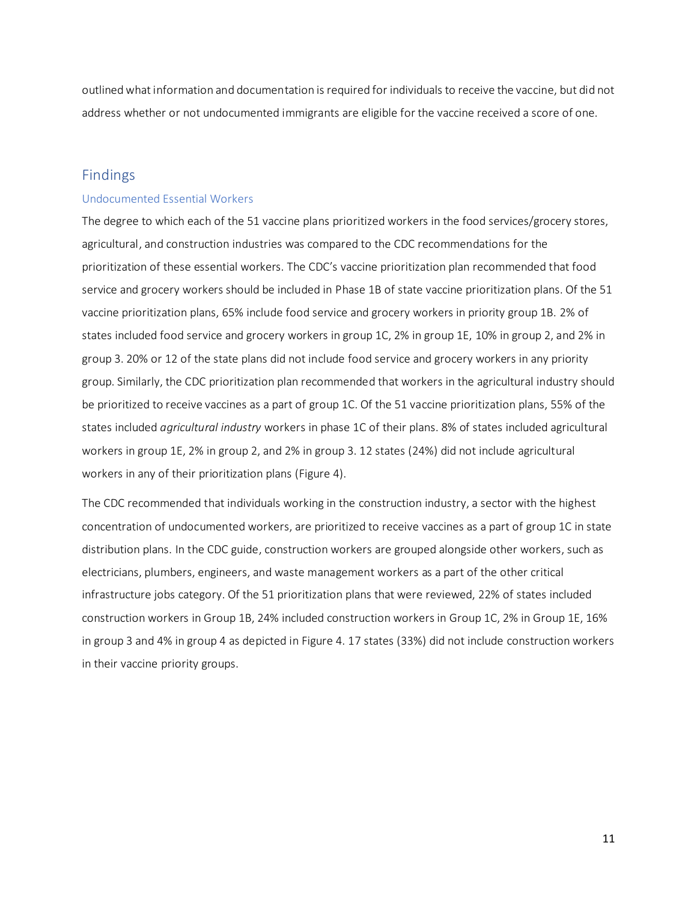outlined what information and documentation is required for individuals to receive the vaccine, but did not address whether or not undocumented immigrants are eligible for the vaccine received a score of one.

## Findings

### Undocumented Essential Workers

The degree to which each of the 51 vaccine plans prioritized workers in the food services/grocery stores, agricultural, and construction industries was compared to the CDC recommendations for the prioritization of these essential workers. The CDC's vaccine prioritization plan recommended that food service and grocery workers should be included in Phase 1B of state vaccine prioritization plans. Of the 51 vaccine prioritization plans, 65% include food service and grocery workers in priority group 1B. 2% of states included food service and grocery workers in group 1C, 2% in group 1E, 10% in group 2, and 2% in group 3. 20% or 12 of the state plans did not include food service and grocery workers in any priority group. Similarly, the CDC prioritization plan recommended that workers in the agricultural industry should be prioritized to receive vaccines as a part of group 1C. Of the 51 vaccine prioritization plans, 55% of the states included *agricultural industry* workers in phase 1C of their plans. 8% of states included agricultural workers in group 1E, 2% in group 2, and 2% in group 3. 12 states (24%) did not include agricultural workers in any of their prioritization plans (Figure 4).

The CDC recommended that individuals working in the construction industry, a sector with the highest concentration of undocumented workers, are prioritized to receive vaccines as a part of group 1C in state distribution plans. In the CDC guide, construction workers are grouped alongside other workers, such as electricians, plumbers, engineers, and waste management workers as a part of the other critical infrastructure jobs category. Of the 51 prioritization plans that were reviewed, 22% of states included construction workers in Group 1B, 24% included construction workers in Group 1C, 2% in Group 1E, 16% in group 3 and 4% in group 4 as depicted in Figure 4. 17 states (33%) did not include construction workers in their vaccine priority groups.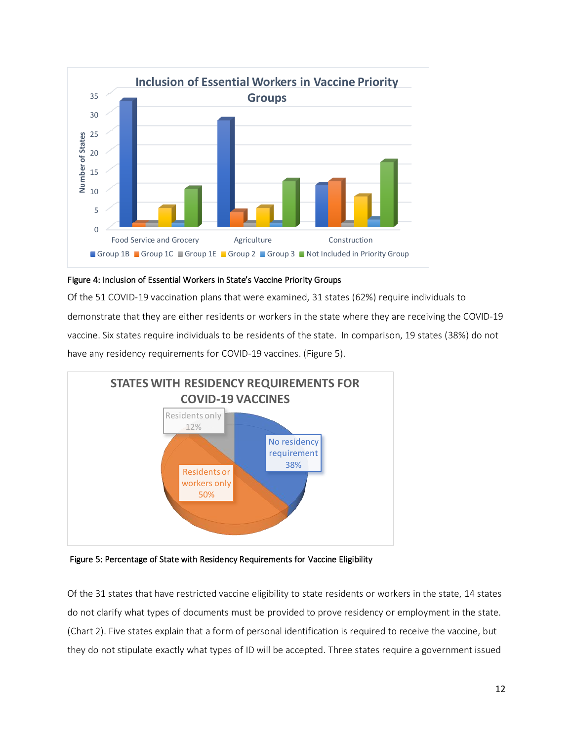Figure 4: Inclusion of Essential Workers in State's Vaccine Priority Groups

Of the 51 COVID-19 vaccination plans that were examined, 31 states (62%) require individuals to demonstrate that they are either residents or workers in the state where they are receiving the COVID-19 vaccine. Six states require individuals to be residents of the state. In comparison, 19 states (38%) do not have any residency requirements for COVID-19 vaccines. (Figure 5).

Figure 5: Percentage of State with Residency Requirements for Vaccine Eligibility

Of the 31 states that have restricted vaccine eligibility to state residents or workers in the state, 14 states do not clarify what types of documents must be provided to prove residency or employment in the state. (Chart 2). Five states explain that a form of personal identification is required to receive the vaccine, but they do not stipulate exactly what types of ID will be accepted. Three states require a government issued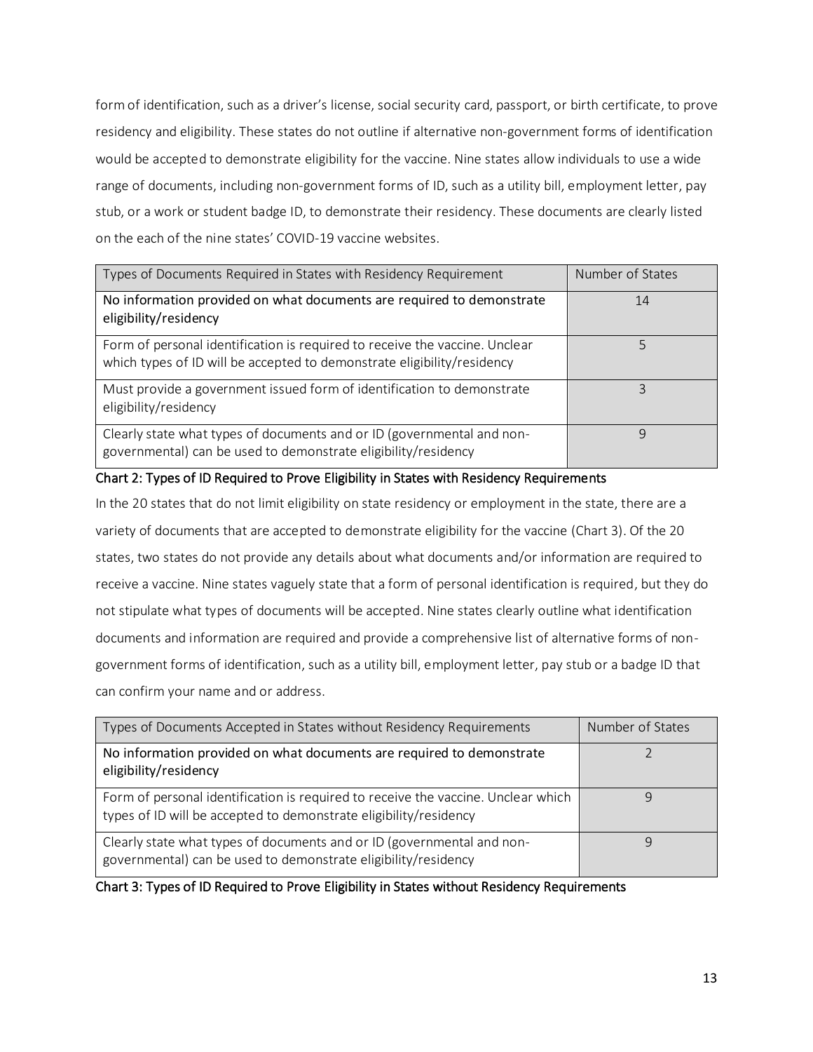form of identification, such as a driver's license, social security card, passport, or birth certificate, to prove residency and eligibility. These states do not outline if alternative non-government forms of identification would be accepted to demonstrate eligibility for the vaccine. Nine states allow individuals to use a wide range of documents, including non-government forms of ID, such as a utility bill, employment letter, pay stub, or a work or student badge ID, to demonstrate their residency. These documents are clearly listed on the each of the nine states' COVID-19 vaccine websites.

| Types of Documents Required in States with Residency Requirement | Number of States |
|---|---|
| No information provided on what documents are required to demonstrate eligibility/residency | 14 |
| Form of personal identification is required to receive the vaccine. Unclear which types of ID will be accepted to demonstrate eligibility/residency | 5 |
| Must provide a government issued form of identification to demonstrate eligibility/residency | 3 |
| Clearly state what types of documents and or ID (governmental and non-governmental) can be used to demonstrate eligibility/residency | 9 |

Chart 2: Types of ID Required to Prove Eligibility in States with Residency Requirements

In the 20 states that do not limit eligibility on state residency or employment in the state, there are a variety of documents that are accepted to demonstrate eligibility for the vaccine (Chart 3). Of the 20 states, two states do not provide any details about what documents and/or information are required to receive a vaccine. Nine states vaguely state that a form of personal identification is required, but they do not stipulate what types of documents will be accepted. Nine states clearly outline what identification documents and information are required and provide a comprehensive list of alternative forms of non-government forms of identification, such as a utility bill, employment letter, pay stub or a badge ID that can confirm your name and or address.

| Types of Documents Accepted in States without Residency Requirements | Number of States |
|---|---|
| No information provided on what documents are required to demonstrate eligibility/residency | 2 |
| Form of personal identification is required to receive the vaccine. Unclear which types of ID will be accepted to demonstrate eligibility/residency | 9 |
| Clearly state what types of documents and or ID (governmental and non-governmental) can be used to demonstrate eligibility/residency | 9 |

Chart 3: Types of ID Required to Prove Eligibility in States without Residency Requirements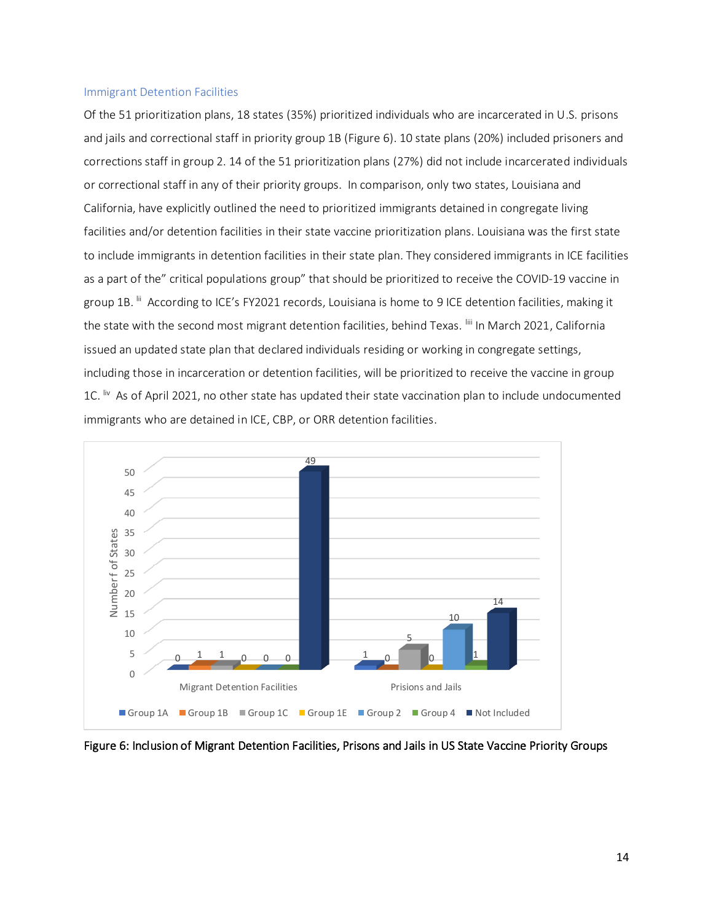### Immigrant Detention Facilities

Of the 51 prioritization plans, 18 states (35%) prioritized individuals who are incarcerated in U.S. prisons and jails and correctional staff in priority group 1B (Figure 6). 10 state plans (20%) included prisoners and corrections staff in group 2. 14 of the 51 prioritization plans (27%) did not include incarcerated individuals or correctional staff in any of their priority groups. In comparison, only two states, Louisiana and California, have explicitly outlined the need to prioritized immigrants detained in congregate living facilities and/or detention facilities in their state vaccine prioritization plans. Louisiana was the first state to include immigrants in detention facilities in their state plan. They considered immigrants in ICE facilities as a part of the" critical populations group" that should be prioritized to receive the COVID-19 vaccine in group 1B. [lii] According to ICE's FY2021 records, Louisiana is home to 9 ICE detention facilities, making it the state with the second most migrant detention facilities, behind Texas. [liii] In March 2021, California issued an updated state plan that declared individuals residing or working in congregate settings, including those in incarceration or detention facilities, will be prioritized to receive the vaccine in group 1C. [liv] As of April 2021, no other state has updated their state vaccination plan to include undocumented immigrants who are detained in ICE, CBP, or ORR detention facilities.

| Numberf of States | Group 1A | Group 1B | Group 1C | Group 1E | Group 2 | Group 4 | Not Included |
|---|---|---|---|---|---|---|---|
| Migrant Detention Facilities | 0 | 1 | 1 | 0 | 0 | 0 | 49 |
| Prisions and Jails | 1 | 0 | 5 | 0 | 10 | 1 | 14 |

Figure 6: Inclusion of Migrant Detention Facilities, Prisons and Jails in US State Vaccine Priority Groups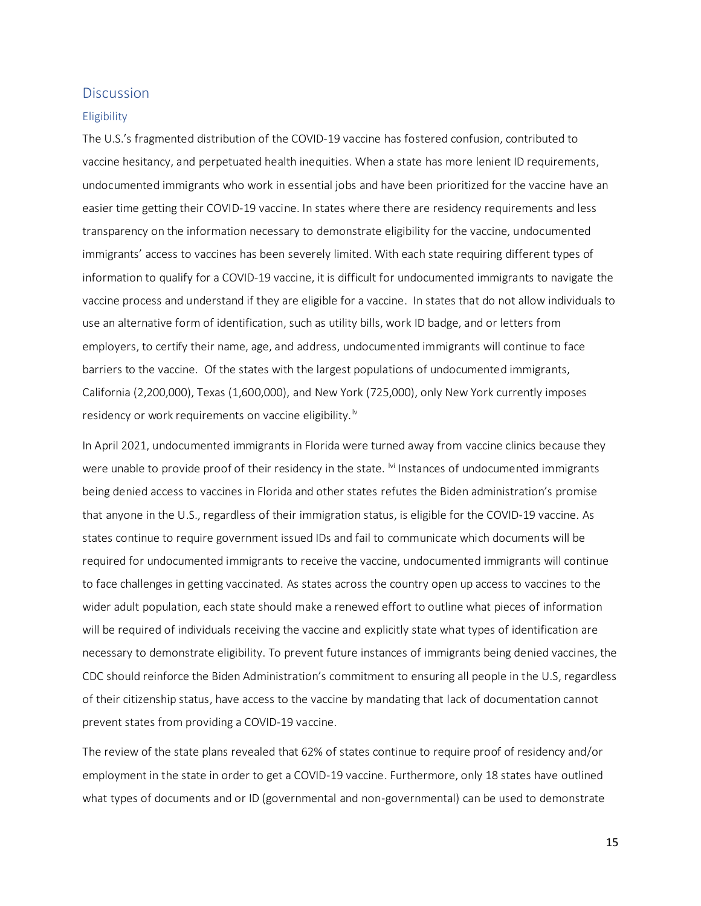## Discussion

### Eligibility

The U.S.'s fragmented distribution of the COVID-19 vaccine has fostered confusion, contributed to vaccine hesitancy, and perpetuated health inequities. When a state has more lenient ID requirements, undocumented immigrants who work in essential jobs and have been prioritized for the vaccine have an easier time getting their COVID-19 vaccine. In states where there are residency requirements and less transparency on the information necessary to demonstrate eligibility for the vaccine, undocumented immigrants' access to vaccines has been severely limited. With each state requiring different types of information to qualify for a COVID-19 vaccine, it is difficult for undocumented immigrants to navigate the vaccine process and understand if they are eligible for a vaccine. In states that do not allow individuals to use an alternative form of identification, such as utility bills, work ID badge, and or letters from employers, to certify their name, age, and address, undocumented immigrants will continue to face barriers to the vaccine. Of the states with the largest populations of undocumented immigrants, California (2,200,000), Texas (1,600,000), and New York (725,000), only New York currently imposes residency or work requirements on vaccine eligibility.[lv]

In April 2021, undocumented immigrants in Florida were turned away from vaccine clinics because they were unable to provide proof of their residency in the state. [lvi] Instances of undocumented immigrants being denied access to vaccines in Florida and other states refutes the Biden administration's promise that anyone in the U.S., regardless of their immigration status, is eligible for the COVID-19 vaccine. As states continue to require government issued IDs and fail to communicate which documents will be required for undocumented immigrants to receive the vaccine, undocumented immigrants will continue to face challenges in getting vaccinated. As states across the country open up access to vaccines to the wider adult population, each state should make a renewed effort to outline what pieces of information will be required of individuals receiving the vaccine and explicitly state what types of identification are necessary to demonstrate eligibility. To prevent future instances of immigrants being denied vaccines, the CDC should reinforce the Biden Administration's commitment to ensuring all people in the U.S, regardless of their citizenship status, have access to the vaccine by mandating that lack of documentation cannot prevent states from providing a COVID-19 vaccine.

The review of the state plans revealed that 62% of states continue to require proof of residency and/or employment in the state in order to get a COVID-19 vaccine. Furthermore, only 18 states have outlined what types of documents and or ID (governmental and non-governmental) can be used to demonstrate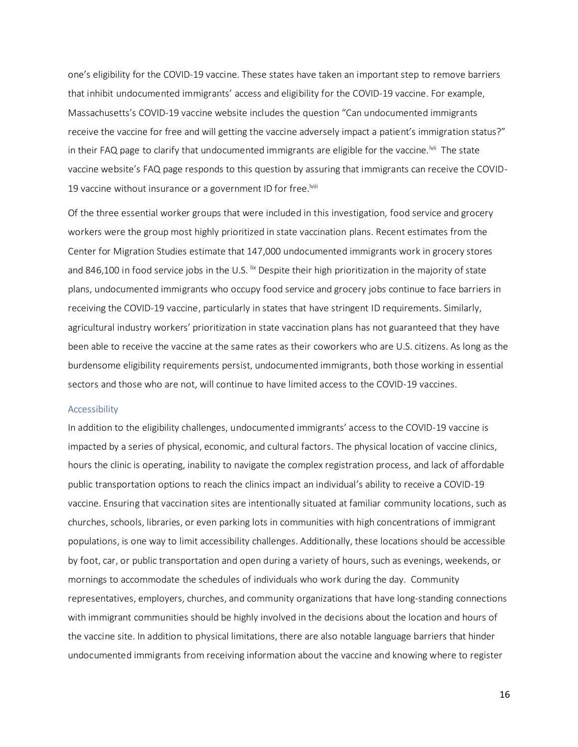one's eligibility for the COVID-19 vaccine. These states have taken an important step to remove barriers that inhibit undocumented immigrants' access and eligibility for the COVID-19 vaccine. For example, Massachusetts's COVID-19 vaccine website includes the question "Can undocumented immigrants receive the vaccine for free and will getting the vaccine adversely impact a patient's immigration status?" in their FAQ page to clarify that undocumented immigrants are eligible for the vaccine.[lvii] The state vaccine website's FAQ page responds to this question by assuring that immigrants can receive the COVID-19 vaccine without insurance or a government ID for free.[lviii]

Of the three essential worker groups that were included in this investigation, food service and grocery workers were the group most highly prioritized in state vaccination plans. Recent estimates from the Center for Migration Studies estimate that 147,000 undocumented immigrants work in grocery stores and 846,100 in food service jobs in the U.S. [lix] Despite their high prioritization in the majority of state plans, undocumented immigrants who occupy food service and grocery jobs continue to face barriers in receiving the COVID-19 vaccine, particularly in states that have stringent ID requirements. Similarly, agricultural industry workers' prioritization in state vaccination plans has not guaranteed that they have been able to receive the vaccine at the same rates as their coworkers who are U.S. citizens. As long as the burdensome eligibility requirements persist, undocumented immigrants, both those working in essential sectors and those who are not, will continue to have limited access to the COVID-19 vaccines.

### Accessibility

In addition to the eligibility challenges, undocumented immigrants' access to the COVID-19 vaccine is impacted by a series of physical, economic, and cultural factors. The physical location of vaccine clinics, hours the clinic is operating, inability to navigate the complex registration process, and lack of affordable public transportation options to reach the clinics impact an individual's ability to receive a COVID-19 vaccine. Ensuring that vaccination sites are intentionally situated at familiar community locations, such as churches, schools, libraries, or even parking lots in communities with high concentrations of immigrant populations, is one way to limit accessibility challenges. Additionally, these locations should be accessible by foot, car, or public transportation and open during a variety of hours, such as evenings, weekends, or mornings to accommodate the schedules of individuals who work during the day. Community representatives, employers, churches, and community organizations that have long-standing connections with immigrant communities should be highly involved in the decisions about the location and hours of the vaccine site. In addition to physical limitations, there are also notable language barriers that hinder undocumented immigrants from receiving information about the vaccine and knowing where to register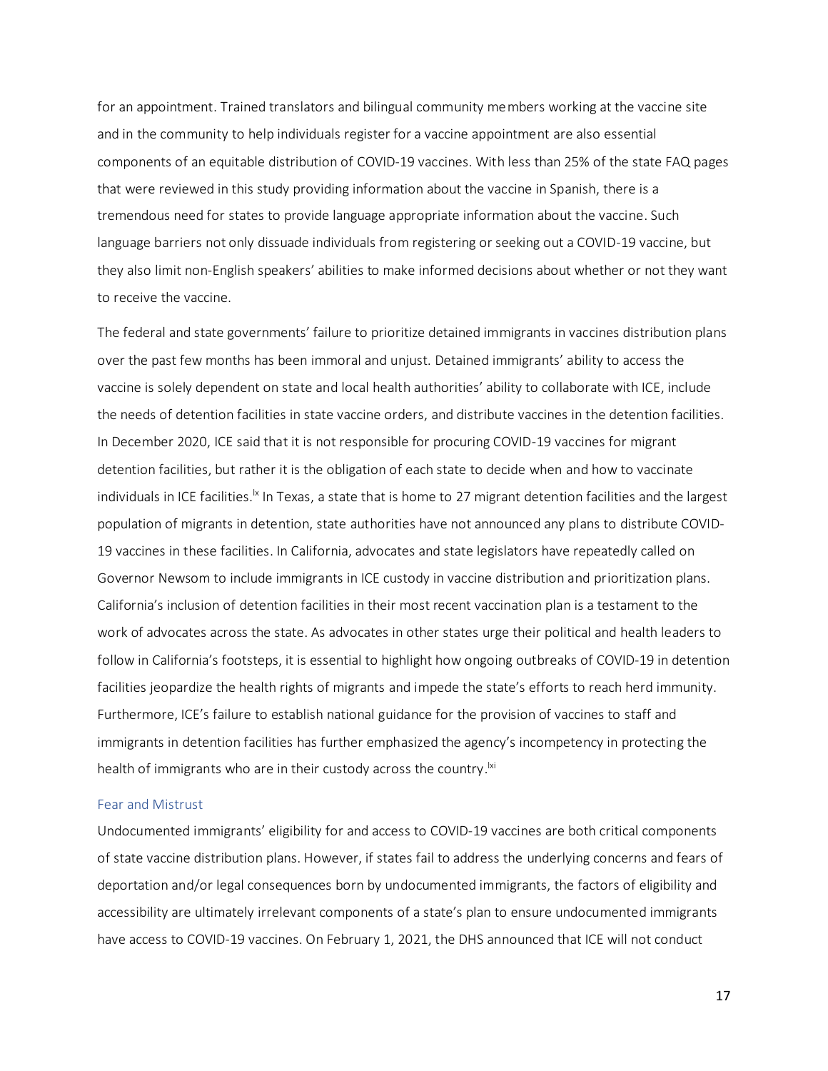for an appointment. Trained translators and bilingual community members working at the vaccine site and in the community to help individuals register for a vaccine appointment are also essential components of an equitable distribution of COVID-19 vaccines. With less than 25% of the state FAQ pages that were reviewed in this study providing information about the vaccine in Spanish, there is a tremendous need for states to provide language appropriate information about the vaccine. Such language barriers not only dissuade individuals from registering or seeking out a COVID-19 vaccine, but they also limit non-English speakers' abilities to make informed decisions about whether or not they want to receive the vaccine.

The federal and state governments' failure to prioritize detained immigrants in vaccines distribution plans over the past few months has been immoral and unjust. Detained immigrants' ability to access the vaccine is solely dependent on state and local health authorities' ability to collaborate with ICE, include the needs of detention facilities in state vaccine orders, and distribute vaccines in the detention facilities. In December 2020, ICE said that it is not responsible for procuring COVID-19 vaccines for migrant detention facilities, but rather it is the obligation of each state to decide when and how to vaccinate individuals in ICE facilities.[lx] In Texas, a state that is home to 27 migrant detention facilities and the largest population of migrants in detention, state authorities have not announced any plans to distribute COVID-19 vaccines in these facilities. In California, advocates and state legislators have repeatedly called on Governor Newsom to include immigrants in ICE custody in vaccine distribution and prioritization plans. California's inclusion of detention facilities in their most recent vaccination plan is a testament to the work of advocates across the state. As advocates in other states urge their political and health leaders to follow in California's footsteps, it is essential to highlight how ongoing outbreaks of COVID-19 in detention facilities jeopardize the health rights of migrants and impede the state's efforts to reach herd immunity. Furthermore, ICE's failure to establish national guidance for the provision of vaccines to staff and immigrants in detention facilities has further emphasized the agency's incompetency in protecting the health of immigrants who are in their custody across the country.[lxi]

### Fear and Mistrust

Undocumented immigrants' eligibility for and access to COVID-19 vaccines are both critical components of state vaccine distribution plans. However, if states fail to address the underlying concerns and fears of deportation and/or legal consequences born by undocumented immigrants, the factors of eligibility and accessibility are ultimately irrelevant components of a state's plan to ensure undocumented immigrants have access to COVID-19 vaccines. On February 1, 2021, the DHS announced that ICE will not conduct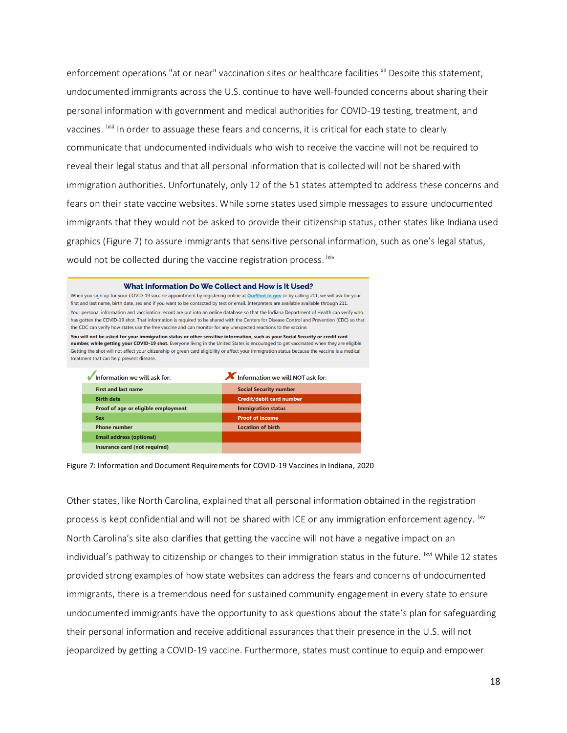enforcement operations "at or near" vaccination sites or healthcare facilities[lxii] Despite this statement, undocumented immigrants across the U.S. continue to have well-founded concerns about sharing their personal information with government and medical authorities for COVID-19 testing, treatment, and vaccines. [lxiii] In order to assuage these fears and concerns, it is critical for each state to clearly communicate that undocumented individuals who wish to receive the vaccine will not be required to reveal their legal status and that all personal information that is collected will not be shared with immigration authorities. Unfortunately, only 12 of the 51 states attempted to address these concerns and fears on their state vaccine websites. While some states used simple messages to assure undocumented immigrants that they would not be asked to provide their citizenship status, other states like Indiana used graphics (Figure 7) to assure immigrants that sensitive personal information, such as one's legal status, would not be collected during the vaccine registration process. [lxiv]

**What Information Do We Collect and How is It Used?**

When you sign up for your COVID-19 vaccine appointment by registering online at OurShot.in.gov or by calling 211, we will ask for your first and last name, birth date, sex and if you want to be contacted by text or email. Interpreters are available available through 211.

Your personal information and vaccination record are put into an online database so that the Indiana Department of Health can verify who has gotten the COVID-19 shot. That information is required to be shared with the Centers for Disease Control and Prevention (CDC) so that the CDC can verify how states use the free vaccine and can monitor for any unexpected reactions to the vaccine.

**You will not be asked for your immigration status or other sensitive information, such as your Social Security or credit card number, while getting your COVID-19 shot.** Everyone living in the United States is encouraged to get vaccinated when they are eligible. Getting the shot will not affect your citizenship or green card eligibility or affect your immigration status because the vaccine is a medical treatment that can help prevent disease.

| ✓ Information we will ask for: | ✗ Information we will NOT ask for: |
|---|---|
| First and last name | Social Security number |
| Birth date | Credit/debit card number |
| Proof of age or eligible employment | Immigration status |
| Sex | Proof of income |
| Phone number | Location of birth |
| Email address (optional) | |
| Insurance card (not required) | |

Figure 7: Information and Document Requirements for COVID-19 Vaccines in Indiana, 2020

Other states, like North Carolina, explained that all personal information obtained in the registration process is kept confidential and will not be shared with ICE or any immigration enforcement agency. [lxv] North Carolina's site also clarifies that getting the vaccine will not have a negative impact on an individual's pathway to citizenship or changes to their immigration status in the future. [lxvi] While 12 states provided strong examples of how state websites can address the fears and concerns of undocumented immigrants, there is a tremendous need for sustained community engagement in every state to ensure undocumented immigrants have the opportunity to ask questions about the state's plan for safeguarding their personal information and receive additional assurances that their presence in the U.S. will not jeopardized by getting a COVID-19 vaccine. Furthermore, states must continue to equip and empower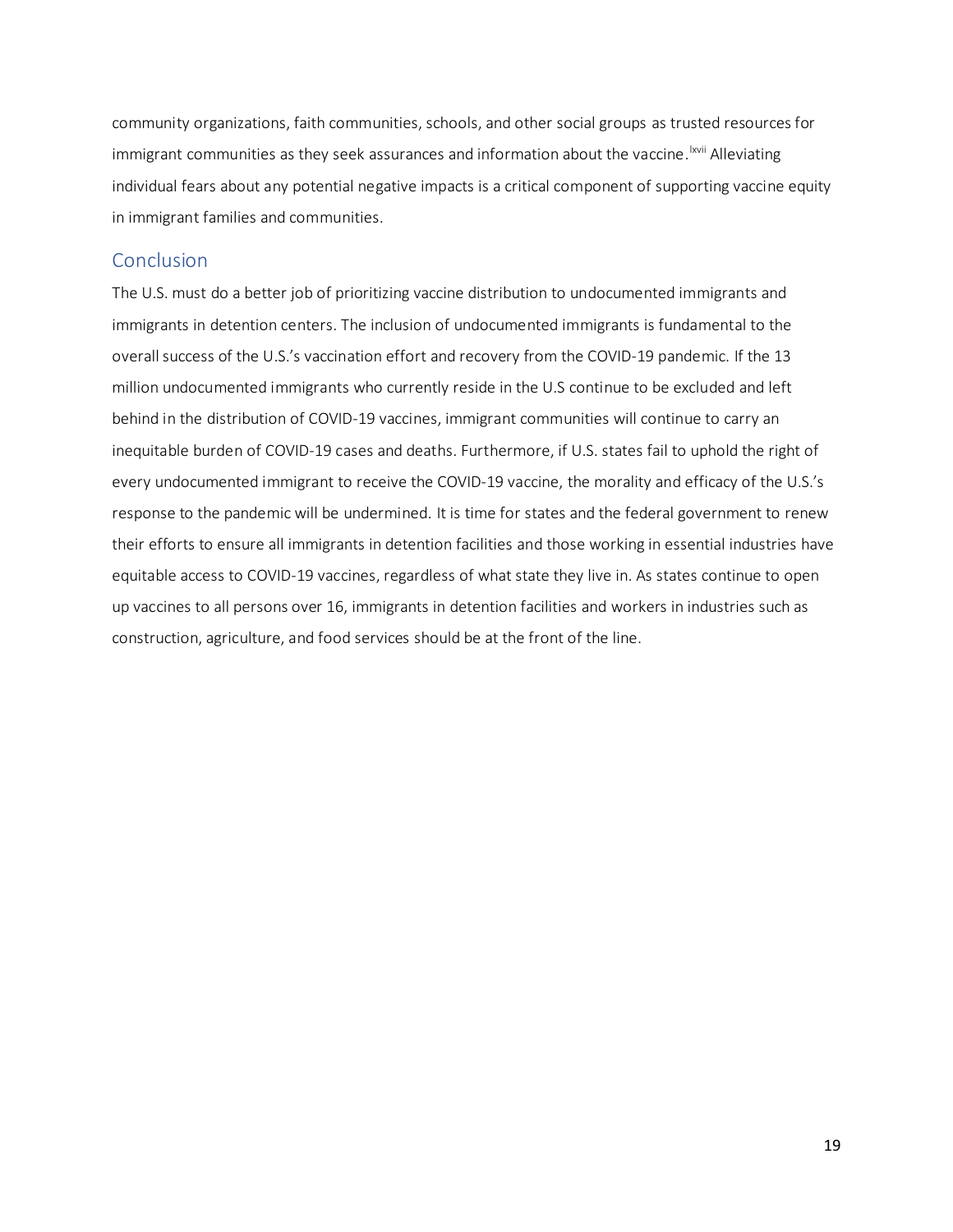community organizations, faith communities, schools, and other social groups as trusted resources for immigrant communities as they seek assurances and information about the vaccine.[lxvii] Alleviating individual fears about any potential negative impacts is a critical component of supporting vaccine equity in immigrant families and communities.

## Conclusion

The U.S. must do a better job of prioritizing vaccine distribution to undocumented immigrants and immigrants in detention centers. The inclusion of undocumented immigrants is fundamental to the overall success of the U.S.'s vaccination effort and recovery from the COVID-19 pandemic. If the 13 million undocumented immigrants who currently reside in the U.S continue to be excluded and left behind in the distribution of COVID-19 vaccines, immigrant communities will continue to carry an inequitable burden of COVID-19 cases and deaths. Furthermore, if U.S. states fail to uphold the right of every undocumented immigrant to receive the COVID-19 vaccine, the morality and efficacy of the U.S.'s response to the pandemic will be undermined. It is time for states and the federal government to renew their efforts to ensure all immigrants in detention facilities and those working in essential industries have equitable access to COVID-19 vaccines, regardless of what state they live in. As states continue to open up vaccines to all persons over 16, immigrants in detention facilities and workers in industries such as construction, agriculture, and food services should be at the front of the line.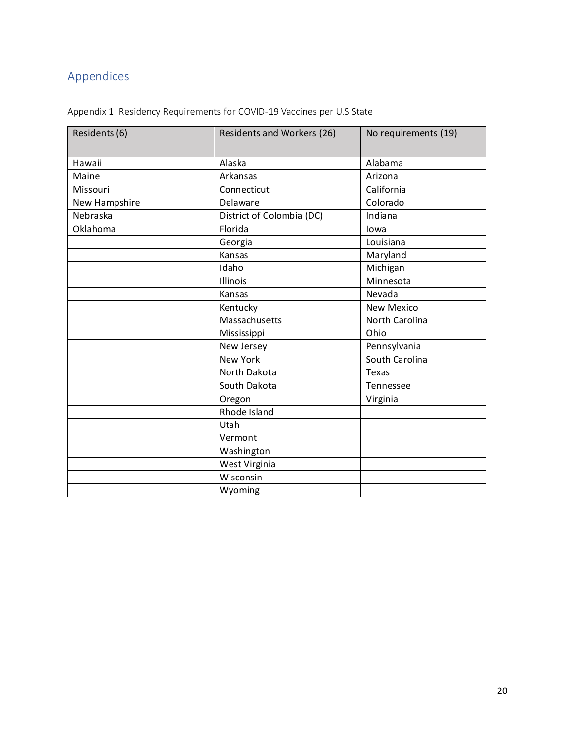# Appendices

Appendix 1: Residency Requirements for COVID-19 Vaccines per U.S State

| Residents (6) | Residents and Workers (26) | No requirements (19) |
|---|---|---|
| Hawaii | Alaska | Alabama |
| Maine | Arkansas | Arizona |
| Missouri | Connecticut | California |
| New Hampshire | Delaware | Colorado |
| Nebraska | District of Colombia (DC) | Indiana |
| Oklahoma | Florida | Iowa |
| | Georgia | Louisiana |
| | Kansas | Maryland |
| | Idaho | Michigan |
| | Illinois | Minnesota |
| | Kansas | Nevada |
| | Kentucky | New Mexico |
| | Massachusetts | North Carolina |
| | Mississippi | Ohio |
| | New Jersey | Pennsylvania |
| | New York | South Carolina |
| | North Dakota | Texas |
| | South Dakota | Tennessee |
| | Oregon | Virginia |
| | Rhode Island | |
| | Utah | |
| | Vermont | |
| | Washington | |
| | West Virginia | |
| | Wisconsin | |
| | Wyoming | |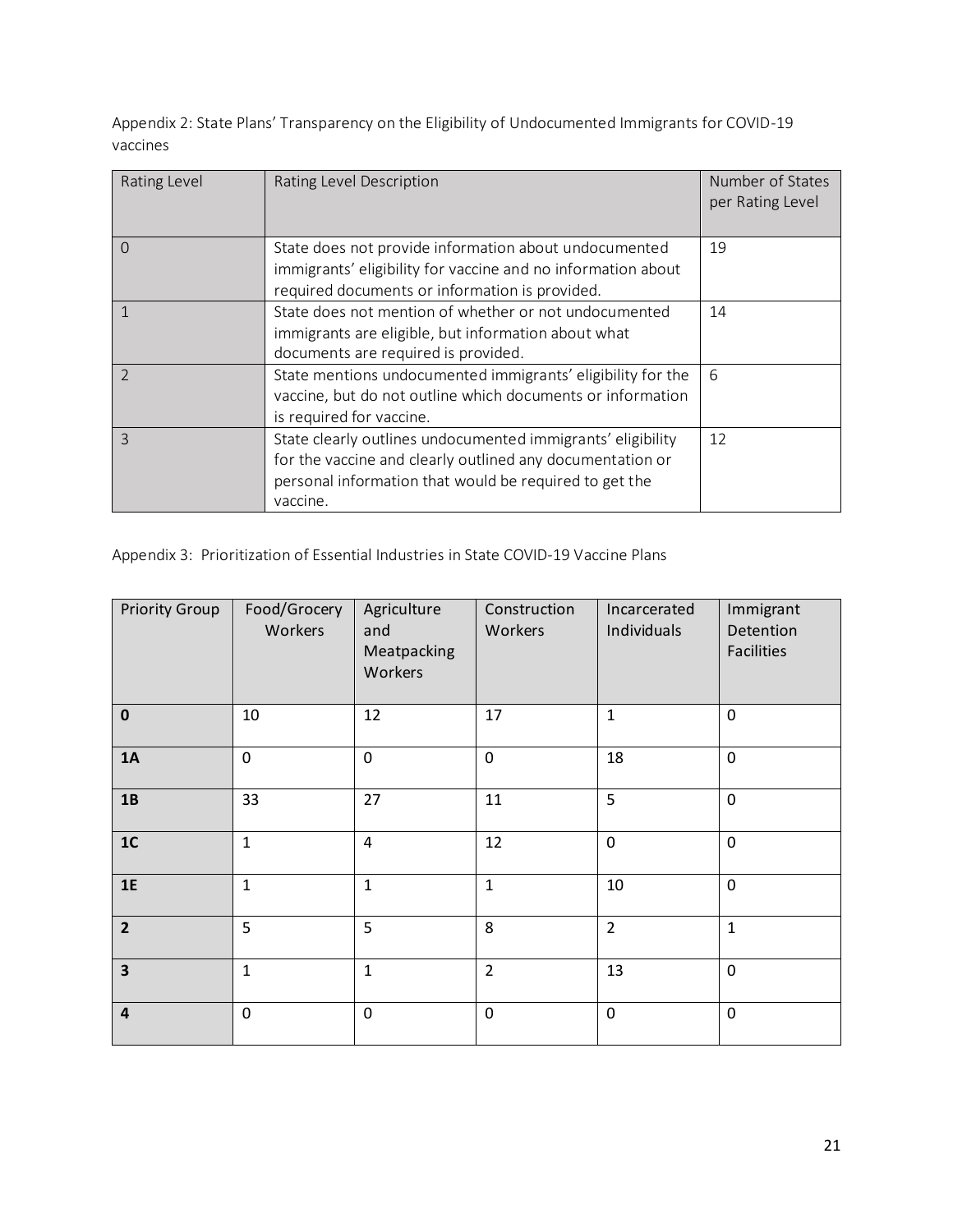Appendix 2: State Plans' Transparency on the Eligibility of Undocumented Immigrants for COVID-19 vaccines

| Rating Level | Rating Level Description | Number of States per Rating Level |
|---|---|---|
| 0 | State does not provide information about undocumented immigrants' eligibility for vaccine and no information about required documents or information is provided. | 19 |
| 1 | State does not mention of whether or not undocumented immigrants are eligible, but information about what documents are required is provided. | 14 |
| 2 | State mentions undocumented immigrants' eligibility for the vaccine, but do not outline which documents or information is required for vaccine. | 6 |
| 3 | State clearly outlines undocumented immigrants' eligibility for the vaccine and clearly outlined any documentation or personal information that would be required to get the vaccine. | 12 |

Appendix 3: Prioritization of Essential Industries in State COVID-19 Vaccine Plans

| Priority Group | Food/Grocery Workers | Agriculture and Meatpacking Workers | Construction Workers | Incarcerated Individuals | Immigrant Detention Facilities |
|---|---|---|---|---|---|
| **0** | 10 | 12 | 17 | 1 | 0 |
| **1A** | 0 | 0 | 0 | 18 | 0 |
| **1B** | 33 | 27 | 11 | 5 | 0 |
| **1C** | 1 | 4 | 12 | 0 | 0 |
| **1E** | 1 | 1 | 1 | 10 | 0 |
| **2** | 5 | 5 | 8 | 2 | 1 |
| **3** | 1 | 1 | 2 | 13 | 0 |
| **4** | 0 | 0 | 0 | 0 | 0 |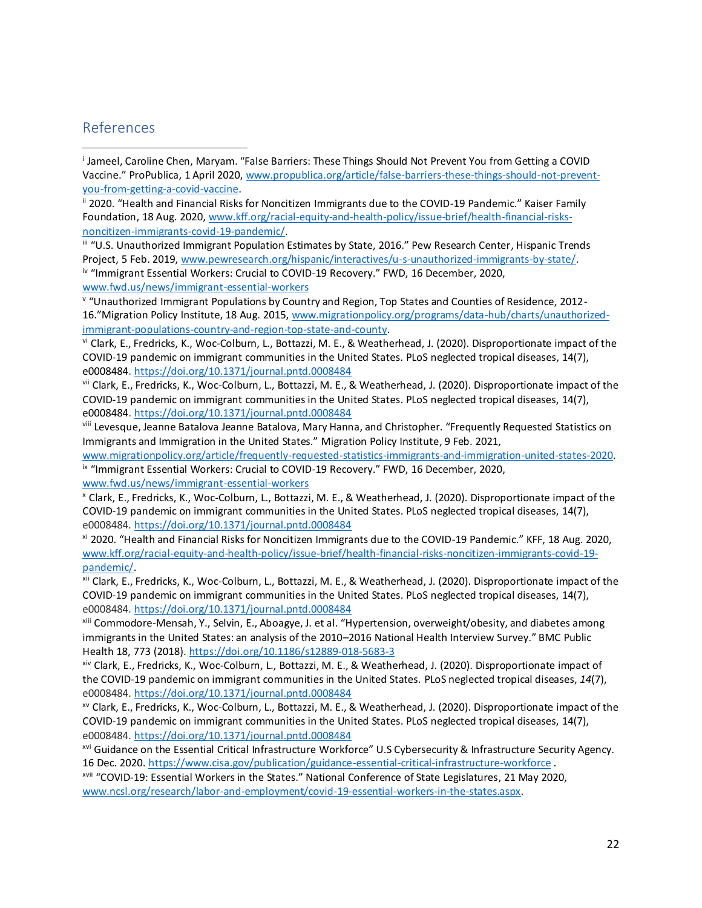## References

[i] Jameel, Caroline Chen, Maryam. “False Barriers: These Things Should Not Prevent You from Getting a COVID Vaccine.” ProPublica, 1 April 2020, www.propublica.org/article/false-barriers-these-things-should-not-prevent-you-from-getting-a-covid-vaccine.

[ii] 2020. “Health and Financial Risks for Noncitizen Immigrants due to the COVID-19 Pandemic.” Kaiser Family Foundation, 18 Aug. 2020, www.kff.org/racial-equity-and-health-policy/issue-brief/health-financial-risks-noncitizen-immigrants-covid-19-pandemic/.

[iii] “U.S. Unauthorized Immigrant Population Estimates by State, 2016.” Pew Research Center, Hispanic Trends Project, 5 Feb. 2019, www.pewresearch.org/hispanic/interactives/u-s-unauthorized-immigrants-by-state/.

[iv] “Immigrant Essential Workers: Crucial to COVID-19 Recovery.” FWD, 16 December, 2020, www.fwd.us/news/immigrant-essential-workers

[v] “Unauthorized Immigrant Populations by Country and Region, Top States and Counties of Residence, 2012-16.”Migration Policy Institute, 18 Aug. 2015, www.migrationpolicy.org/programs/data-hub/charts/unauthorized-immigrant-populations-country-and-region-top-state-and-county.

[vi] Clark, E., Fredricks, K., Woc-Colburn, L., Bottazzi, M. E., & Weatherhead, J. (2020). Disproportionate impact of the COVID-19 pandemic on immigrant communities in the United States. PLoS neglected tropical diseases, 14(7), e0008484. https://doi.org/10.1371/journal.pntd.0008484

[vii] Clark, E., Fredricks, K., Woc-Colburn, L., Bottazzi, M. E., & Weatherhead, J. (2020). Disproportionate impact of the COVID-19 pandemic on immigrant communities in the United States. PLoS neglected tropical diseases, 14(7), e0008484. https://doi.org/10.1371/journal.pntd.0008484

[viii] Levesque, Jeanne Batalova Jeanne Batalova, Mary Hanna, and Christopher. “Frequently Requested Statistics on Immigrants and Immigration in the United States.” Migration Policy Institute, 9 Feb. 2021, www.migrationpolicy.org/article/frequently-requested-statistics-immigrants-and-immigration-united-states-2020.

[ix] “Immigrant Essential Workers: Crucial to COVID-19 Recovery.” FWD, 16 December, 2020, www.fwd.us/news/immigrant-essential-workers

[x] Clark, E., Fredricks, K., Woc-Colburn, L., Bottazzi, M. E., & Weatherhead, J. (2020). Disproportionate impact of the COVID-19 pandemic on immigrant communities in the United States. PLoS neglected tropical diseases, 14(7), e0008484. https://doi.org/10.1371/journal.pntd.0008484

[xi] 2020. “Health and Financial Risks for Noncitizen Immigrants due to the COVID-19 Pandemic.” KFF, 18 Aug. 2020, www.kff.org/racial-equity-and-health-policy/issue-brief/health-financial-risks-noncitizen-immigrants-covid-19-pandemic/.

[xii] Clark, E., Fredricks, K., Woc-Colburn, L., Bottazzi, M. E., & Weatherhead, J. (2020). Disproportionate impact of the COVID-19 pandemic on immigrant communities in the United States. PLoS neglected tropical diseases, 14(7), e0008484. https://doi.org/10.1371/journal.pntd.0008484

[xiii] Commodore-Mensah, Y., Selvin, E., Aboagye, J. et al. “Hypertension, overweight/obesity, and diabetes among immigrants in the United States: an analysis of the 2010–2016 National Health Interview Survey.” BMC Public Health 18, 773 (2018). https://doi.org/10.1186/s12889-018-5683-3

[xiv] Clark, E., Fredricks, K., Woc-Colburn, L., Bottazzi, M. E., & Weatherhead, J. (2020). Disproportionate impact of the COVID-19 pandemic on immigrant communities in the United States. PLoS neglected tropical diseases, *14*(7), e0008484. https://doi.org/10.1371/journal.pntd.0008484

[xv] Clark, E., Fredricks, K., Woc-Colburn, L., Bottazzi, M. E., & Weatherhead, J. (2020). Disproportionate impact of the COVID-19 pandemic on immigrant communities in the United States. PLoS neglected tropical diseases, 14(7), e0008484. https://doi.org/10.1371/journal.pntd.0008484

[xvi] Guidance on the Essential Critical Infrastructure Workforce” U.S Cybersecurity & Infrastructure Security Agency. 16 Dec. 2020. https://www.cisa.gov/publication/guidance-essential-critical-infrastructure-workforce .

[xvii] “COVID-19: Essential Workers in the States.” National Conference of State Legislatures, 21 May 2020, www.ncsl.org/research/labor-and-employment/covid-19-essential-workers-in-the-states.aspx.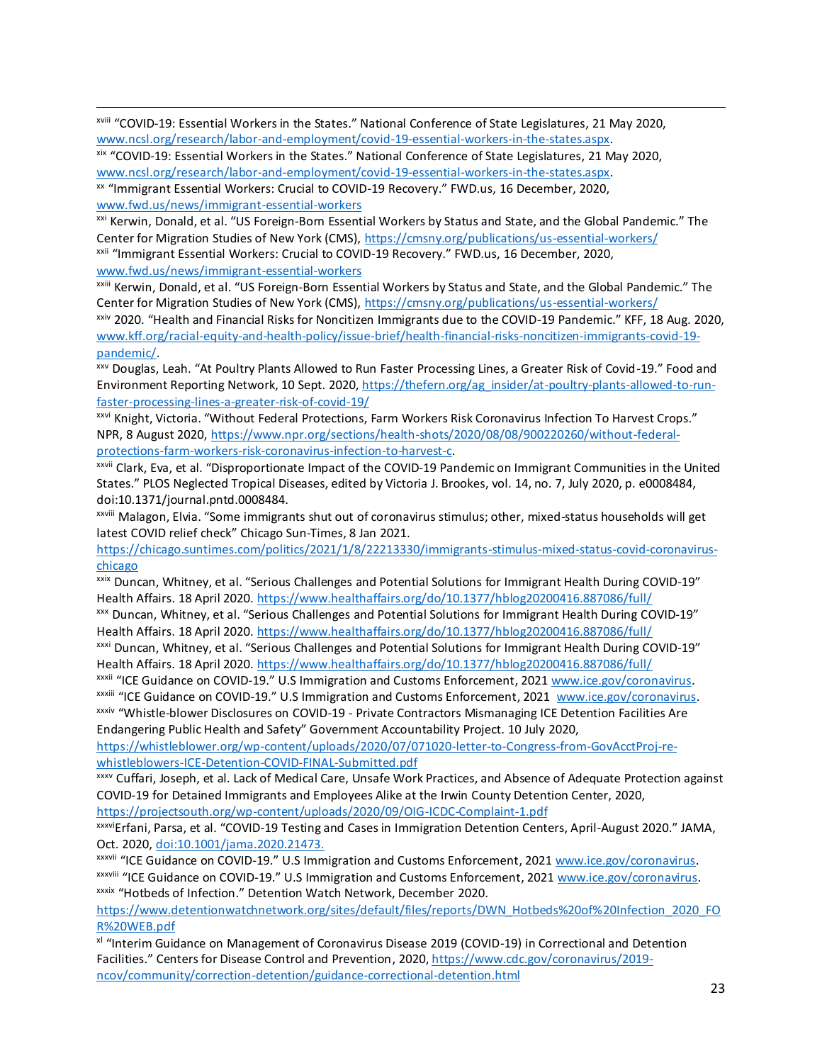[xviii] "COVID-19: Essential Workers in the States." National Conference of State Legislatures, 21 May 2020, www.ncsl.org/research/labor-and-employment/covid-19-essential-workers-in-the-states.aspx.

[xix] "COVID-19: Essential Workers in the States." National Conference of State Legislatures, 21 May 2020, www.ncsl.org/research/labor-and-employment/covid-19-essential-workers-in-the-states.aspx.

[xx] "Immigrant Essential Workers: Crucial to COVID-19 Recovery." FWD.us, 16 December, 2020, www.fwd.us/news/immigrant-essential-workers

[xxi] Kerwin, Donald, et al. "US Foreign-Born Essential Workers by Status and State, and the Global Pandemic." The Center for Migration Studies of New York (CMS), https://cmsny.org/publications/us-essential-workers/

[xxii] "Immigrant Essential Workers: Crucial to COVID-19 Recovery." FWD.us, 16 December, 2020, www.fwd.us/news/immigrant-essential-workers

[xxiii] Kerwin, Donald, et al. "US Foreign-Born Essential Workers by Status and State, and the Global Pandemic." The Center for Migration Studies of New York (CMS), https://cmsny.org/publications/us-essential-workers/

[xxiv] 2020. "Health and Financial Risks for Noncitizen Immigrants due to the COVID-19 Pandemic." KFF, 18 Aug. 2020, www.kff.org/racial-equity-and-health-policy/issue-brief/health-financial-risks-noncitizen-immigrants-covid-19-pandemic/.

[xxv] Douglas, Leah. "At Poultry Plants Allowed to Run Faster Processing Lines, a Greater Risk of Covid-19." Food and Environment Reporting Network, 10 Sept. 2020, https://thefern.org/ag_insider/at-poultry-plants-allowed-to-run-faster-processing-lines-a-greater-risk-of-covid-19/

[xxvi] Knight, Victoria. "Without Federal Protections, Farm Workers Risk Coronavirus Infection To Harvest Crops." NPR, 8 August 2020, https://www.npr.org/sections/health-shots/2020/08/08/900220260/without-federal-protections-farm-workers-risk-coronavirus-infection-to-harvest-c.

[xxvii] Clark, Eva, et al. "Disproportionate Impact of the COVID-19 Pandemic on Immigrant Communities in the United States." PLOS Neglected Tropical Diseases, edited by Victoria J. Brookes, vol. 14, no. 7, July 2020, p. e0008484, doi:10.1371/journal.pntd.0008484.

[xxviii] Malagon, Elvia. "Some immigrants shut out of coronavirus stimulus; other, mixed-status households will get latest COVID relief check" Chicago Sun-Times, 8 Jan 2021. https://chicago.suntimes.com/politics/2021/1/8/22213330/immigrants-stimulus-mixed-status-covid-coronavirus-chicago

[xxix] Duncan, Whitney, et al. "Serious Challenges and Potential Solutions for Immigrant Health During COVID-19" Health Affairs. 18 April 2020. https://www.healthaffairs.org/do/10.1377/hblog20200416.887086/full/

[xxx] Duncan, Whitney, et al. "Serious Challenges and Potential Solutions for Immigrant Health During COVID-19" Health Affairs. 18 April 2020. https://www.healthaffairs.org/do/10.1377/hblog20200416.887086/full/

[xxxi] Duncan, Whitney, et al. "Serious Challenges and Potential Solutions for Immigrant Health During COVID-19" Health Affairs. 18 April 2020. https://www.healthaffairs.org/do/10.1377/hblog20200416.887086/full/

[xxxii] "ICE Guidance on COVID-19." U.S Immigration and Customs Enforcement, 2021 www.ice.gov/coronavirus.

[xxxiii] "ICE Guidance on COVID-19." U.S Immigration and Customs Enforcement, 2021 www.ice.gov/coronavirus.

[xxxiv] "Whistle-blower Disclosures on COVID-19 - Private Contractors Mismanaging ICE Detention Facilities Are Endangering Public Health and Safety" Government Accountability Project. 10 July 2020, https://whistleblower.org/wp-content/uploads/2020/07/071020-letter-to-Congress-from-GovAcctProj-re-whistleblowers-ICE-Detention-COVID-FINAL-Submitted.pdf

[xxxv] Cuffari, Joseph, et al. Lack of Medical Care, Unsafe Work Practices, and Absence of Adequate Protection against COVID-19 for Detained Immigrants and Employees Alike at the Irwin County Detention Center, 2020, https://projectsouth.org/wp-content/uploads/2020/09/OIG-ICDC-Complaint-1.pdf

[xxxvi] Erfani, Parsa, et al. "COVID-19 Testing and Cases in Immigration Detention Centers, April-August 2020." JAMA, Oct. 2020, doi:10.1001/jama.2020.21473.

[xxxvii] "ICE Guidance on COVID-19." U.S Immigration and Customs Enforcement, 2021 www.ice.gov/coronavirus.

[xxxviii] "ICE Guidance on COVID-19." U.S Immigration and Customs Enforcement, 2021 www.ice.gov/coronavirus.

[xxxix] "Hotbeds of Infection." Detention Watch Network, December 2020. https://www.detentionwatchnetwork.org/sites/default/files/reports/DWN_Hotbeds%20of%20Infection_2020_FOR%20WEB.pdf

[xl] "Interim Guidance on Management of Coronavirus Disease 2019 (COVID-19) in Correctional and Detention Facilities." Centers for Disease Control and Prevention, 2020, https://www.cdc.gov/coronavirus/2019-ncov/community/correction-detention/guidance-correctional-detention.html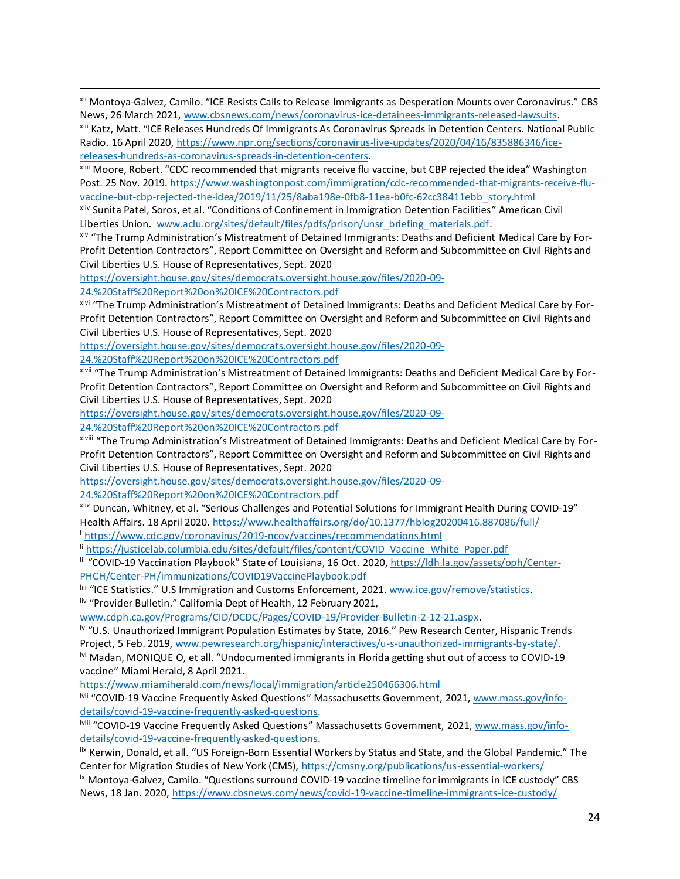[xli] Montoya-Galvez, Camilo. "ICE Resists Calls to Release Immigrants as Desperation Mounts over Coronavirus." CBS News, 26 March 2021, www.cbsnews.com/news/coronavirus-ice-detainees-immigrants-released-lawsuits.

[xlii] Katz, Matt. "ICE Releases Hundreds Of Immigrants As Coronavirus Spreads in Detention Centers. National Public Radio. 16 April 2020, https://www.npr.org/sections/coronavirus-live-updates/2020/04/16/835886346/ice-releases-hundreds-as-coronavirus-spreads-in-detention-centers.

[xliii] Moore, Robert. "CDC recommended that migrants receive flu vaccine, but CBP rejected the idea" Washington Post. 25 Nov. 2019. https://www.washingtonpost.com/immigration/cdc-recommended-that-migrants-receive-flu-vaccine-but-cbp-rejected-the-idea/2019/11/25/8aba198e-0fb8-11ea-b0fc-62cc38411ebb_story.html

[xliv] Sunita Patel, Soros, et al. "Conditions of Confinement in Immigration Detention Facilities" American Civil Liberties Union. www.aclu.org/sites/default/files/pdfs/prison/unsr_briefing_materials.pdf.

[xlv] "The Trump Administration's Mistreatment of Detained Immigrants: Deaths and Deficient Medical Care by For-Profit Detention Contractors", Report Committee on Oversight and Reform and Subcommittee on Civil Rights and Civil Liberties U.S. House of Representatives, Sept. 2020 https://oversight.house.gov/sites/democrats.oversight.house.gov/files/2020-09-24.%20Staff%20Report%20on%20ICE%20Contractors.pdf

[xlvi] "The Trump Administration's Mistreatment of Detained Immigrants: Deaths and Deficient Medical Care by For-Profit Detention Contractors", Report Committee on Oversight and Reform and Subcommittee on Civil Rights and Civil Liberties U.S. House of Representatives, Sept. 2020 https://oversight.house.gov/sites/democrats.oversight.house.gov/files/2020-09-24.%20Staff%20Report%20on%20ICE%20Contractors.pdf

[xlvii] "The Trump Administration's Mistreatment of Detained Immigrants: Deaths and Deficient Medical Care by For-Profit Detention Contractors", Report Committee on Oversight and Reform and Subcommittee on Civil Rights and Civil Liberties U.S. House of Representatives, Sept. 2020 https://oversight.house.gov/sites/democrats.oversight.house.gov/files/2020-09-24.%20Staff%20Report%20on%20ICE%20Contractors.pdf

[xlviii] "The Trump Administration's Mistreatment of Detained Immigrants: Deaths and Deficient Medical Care by For-Profit Detention Contractors", Report Committee on Oversight and Reform and Subcommittee on Civil Rights and Civil Liberties U.S. House of Representatives, Sept. 2020 https://oversight.house.gov/sites/democrats.oversight.house.gov/files/2020-09-24.%20Staff%20Report%20on%20ICE%20Contractors.pdf

[xlix] Duncan, Whitney, et al. "Serious Challenges and Potential Solutions for Immigrant Health During COVID-19" Health Affairs. 18 April 2020. https://www.healthaffairs.org/do/10.1377/hblog20200416.887086/full/

[l] https://www.cdc.gov/coronavirus/2019-ncov/vaccines/recommendations.html

[li] https://justicelab.columbia.edu/sites/default/files/content/COVID_Vaccine_White_Paper.pdf

[lii] "COVID-19 Vaccination Playbook" State of Louisiana, 16 Oct. 2020, https://ldh.la.gov/assets/oph/Center-PHCH/Center-PH/immunizations/COVID19VaccinePlaybook.pdf

[liii] "ICE Statistics." U.S Immigration and Customs Enforcement, 2021. www.ice.gov/remove/statistics.

[liv] "Provider Bulletin." California Dept of Health, 12 February 2021, www.cdph.ca.gov/Programs/CID/DCDC/Pages/COVID-19/Provider-Bulletin-2-12-21.aspx.

[lv] "U.S. Unauthorized Immigrant Population Estimates by State, 2016." Pew Research Center, Hispanic Trends Project, 5 Feb. 2019, www.pewresearch.org/hispanic/interactives/u-s-unauthorized-immigrants-by-state/.

[lvi] Madan, MONIQUE O, et all. "Undocumented immigrants in Florida getting shut out of access to COVID-19 vaccine" Miami Herald, 8 April 2021. https://www.miamiherald.com/news/local/immigration/article250466306.html

[lvii] "COVID-19 Vaccine Frequently Asked Questions" Massachusetts Government, 2021, www.mass.gov/info-details/covid-19-vaccine-frequently-asked-questions.

[lviii] "COVID-19 Vaccine Frequently Asked Questions" Massachusetts Government, 2021, www.mass.gov/info-details/covid-19-vaccine-frequently-asked-questions.

[lix] Kerwin, Donald, et all. "US Foreign-Born Essential Workers by Status and State, and the Global Pandemic." The Center for Migration Studies of New York (CMS), https://cmsny.org/publications/us-essential-workers/

[lx] Montoya-Galvez, Camilo. "Questions surround COVID-19 vaccine timeline for immigrants in ICE custody" CBS News, 18 Jan. 2020, https://www.cbsnews.com/news/covid-19-vaccine-timeline-immigrants-ice-custody/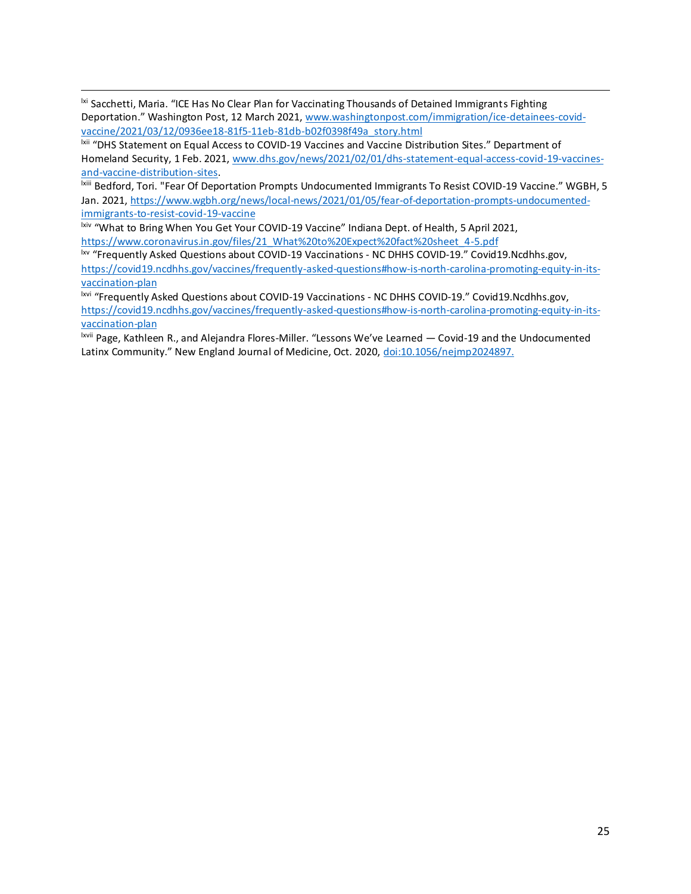[lxi] Sacchetti, Maria. "ICE Has No Clear Plan for Vaccinating Thousands of Detained Immigrants Fighting Deportation." Washington Post, 12 March 2021, www.washingtonpost.com/immigration/ice-detainees-covid-vaccine/2021/03/12/0936ee18-81f5-11eb-81db-b02f0398f49a_story.html

[lxii] "DHS Statement on Equal Access to COVID-19 Vaccines and Vaccine Distribution Sites." Department of Homeland Security, 1 Feb. 2021, www.dhs.gov/news/2021/02/01/dhs-statement-equal-access-covid-19-vaccines-and-vaccine-distribution-sites.

[lxiii] Bedford, Tori. "Fear Of Deportation Prompts Undocumented Immigrants To Resist COVID-19 Vaccine." WGBH, 5 Jan. 2021, https://www.wgbh.org/news/local-news/2021/01/05/fear-of-deportation-prompts-undocumented-immigrants-to-resist-covid-19-vaccine

[lxiv] "What to Bring When You Get Your COVID-19 Vaccine" Indiana Dept. of Health, 5 April 2021, https://www.coronavirus.in.gov/files/21_What%20to%20Expect%20fact%20sheet_4-5.pdf

[lxv] "Frequently Asked Questions about COVID-19 Vaccinations - NC DHHS COVID-19." Covid19.Ncdhhs.gov, https://covid19.ncdhhs.gov/vaccines/frequently-asked-questions#how-is-north-carolina-promoting-equity-in-its-vaccination-plan

[lxvi] "Frequently Asked Questions about COVID-19 Vaccinations - NC DHHS COVID-19." Covid19.Ncdhhs.gov, https://covid19.ncdhhs.gov/vaccines/frequently-asked-questions#how-is-north-carolina-promoting-equity-in-its-vaccination-plan

[lxvii] Page, Kathleen R., and Alejandra Flores-Miller. "Lessons We've Learned — Covid-19 and the Undocumented Latinx Community." New England Journal of Medicine, Oct. 2020, doi:10.1056/nejmp2024897.